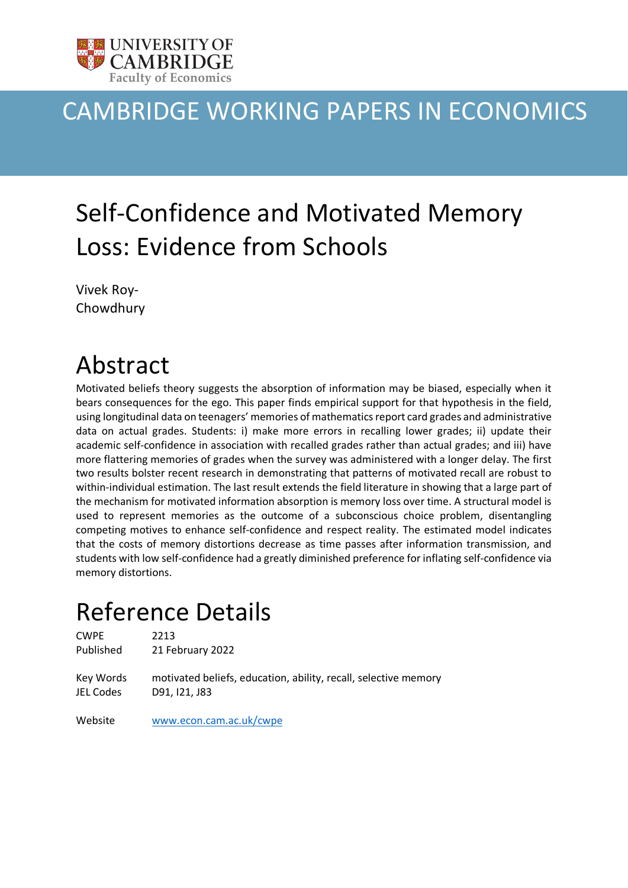UNIVERSITY OF CAMBRIDGE
Faculty of Economics

# CAMBRIDGE WORKING PAPERS IN ECONOMICS

# Self-Confidence and Motivated Memory Loss: Evidence from Schools

Vivek Roy-Chowdhury

## Abstract

Motivated beliefs theory suggests the absorption of information may be biased, especially when it bears consequences for the ego. This paper finds empirical support for that hypothesis in the field, using longitudinal data on teenagers' memories of mathematics report card grades and administrative data on actual grades. Students: i) make more errors in recalling lower grades; ii) update their academic self-confidence in association with recalled grades rather than actual grades; and iii) have more flattering memories of grades when the survey was administered with a longer delay. The first two results bolster recent research in demonstrating that patterns of motivated recall are robust to within-individual estimation. The last result extends the field literature in showing that a large part of the mechanism for motivated information absorption is memory loss over time. A structural model is used to represent memories as the outcome of a subconscious choice problem, disentangling competing motives to enhance self-confidence and respect reality. The estimated model indicates that the costs of memory distortions decrease as time passes after information transmission, and students with low self-confidence had a greatly diminished preference for inflating self-confidence via memory distortions.

## Reference Details

| | |
|---|---|
| CWPE | 2213 |
| Published | 21 February 2022 |
| Key Words | motivated beliefs, education, ability, recall, selective memory |
| JEL Codes | D91, I21, J83 |
| Website | www.econ.cam.ac.uk/cwpe |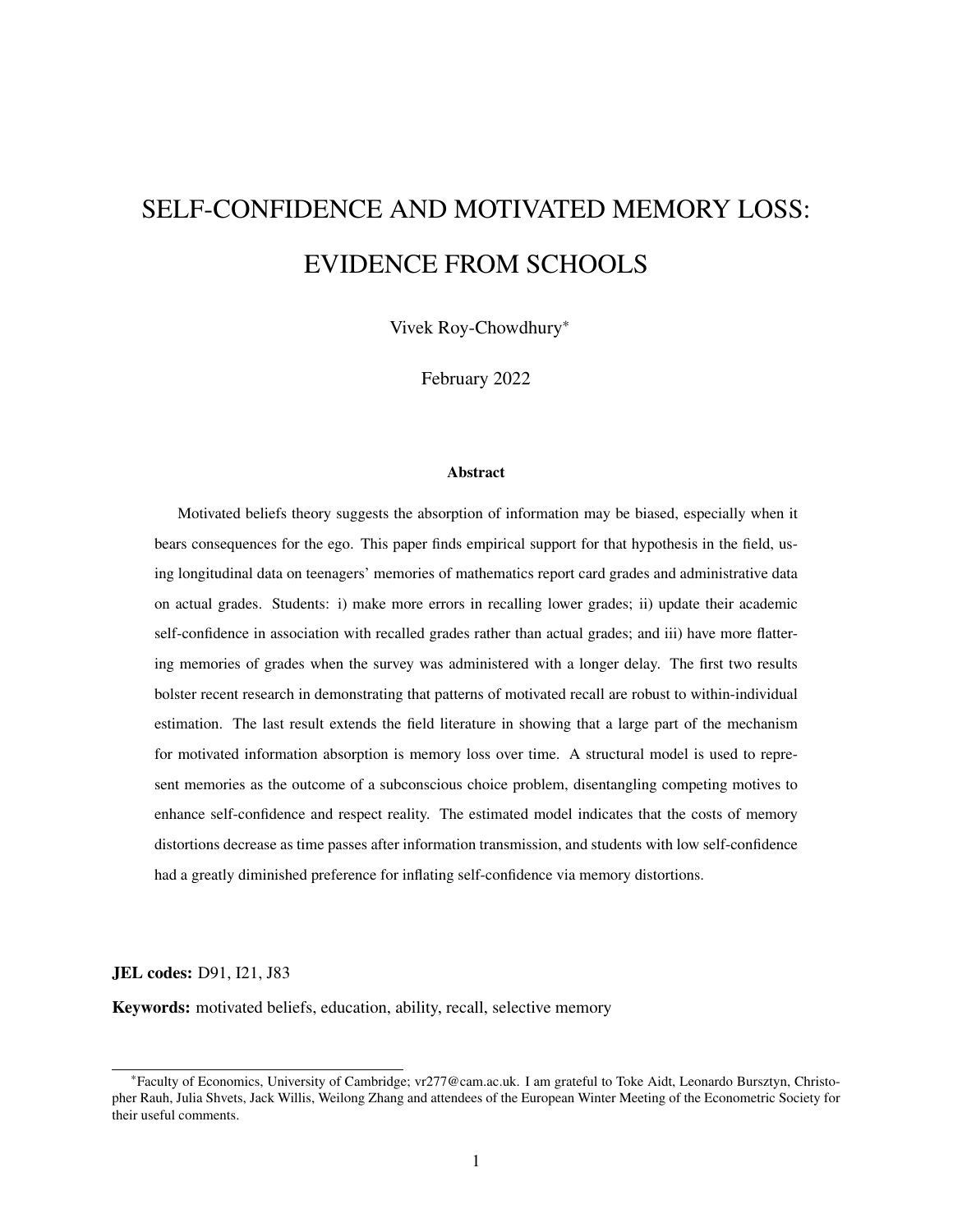# SELF-CONFIDENCE AND MOTIVATED MEMORY LOSS: EVIDENCE FROM SCHOOLS

Vivek Roy-Chowdhury*

February 2022

### Abstract

Motivated beliefs theory suggests the absorption of information may be biased, especially when it bears consequences for the ego. This paper finds empirical support for that hypothesis in the field, using longitudinal data on teenagers' memories of mathematics report card grades and administrative data on actual grades. Students: i) make more errors in recalling lower grades; ii) update their academic self-confidence in association with recalled grades rather than actual grades; and iii) have more flattering memories of grades when the survey was administered with a longer delay. The first two results bolster recent research in demonstrating that patterns of motivated recall are robust to within-individual estimation. The last result extends the field literature in showing that a large part of the mechanism for motivated information absorption is memory loss over time. A structural model is used to represent memories as the outcome of a subconscious choice problem, disentangling competing motives to enhance self-confidence and respect reality. The estimated model indicates that the costs of memory distortions decrease as time passes after information transmission, and students with low self-confidence had a greatly diminished preference for inflating self-confidence via memory distortions.

**JEL codes:** D91, I21, J83

**Keywords:** motivated beliefs, education, ability, recall, selective memory

*Faculty of Economics, University of Cambridge; vr277@cam.ac.uk. I am grateful to Toke Aidt, Leonardo Bursztyn, Christopher Rauh, Julia Shvets, Jack Willis, Weilong Zhang and attendees of the European Winter Meeting of the Econometric Society for their useful comments.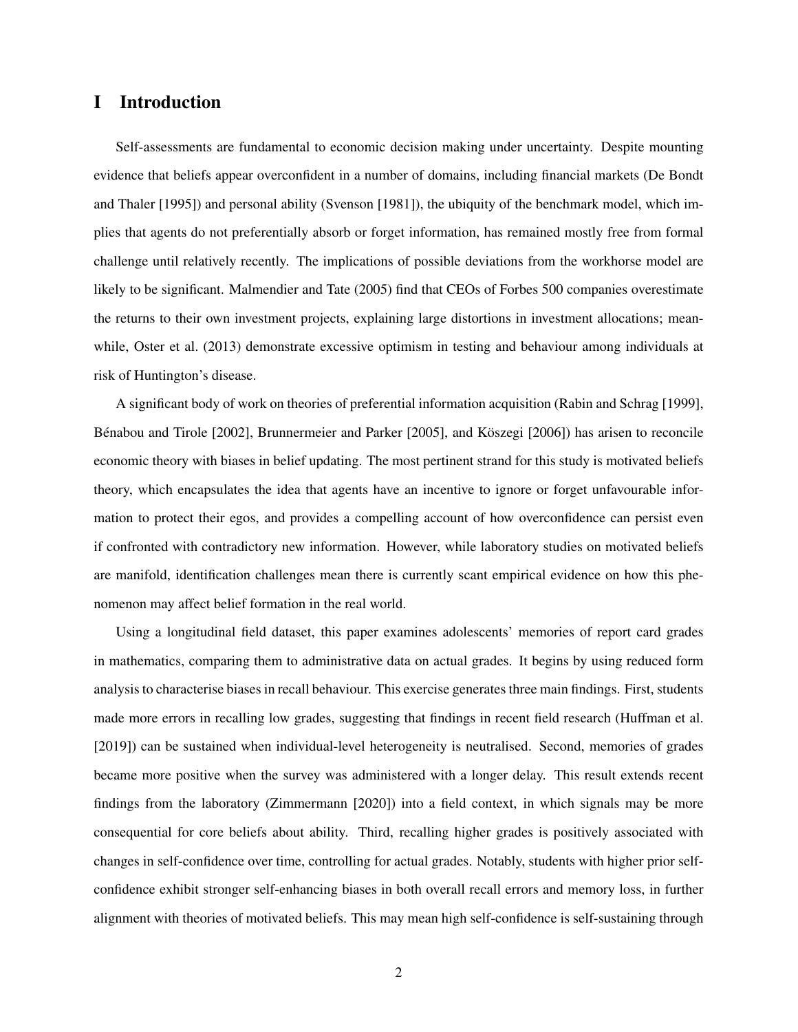# I Introduction

Self-assessments are fundamental to economic decision making under uncertainty. Despite mounting evidence that beliefs appear overconfident in a number of domains, including financial markets (De Bondt and Thaler [1995]) and personal ability (Svenson [1981]), the ubiquity of the benchmark model, which implies that agents do not preferentially absorb or forget information, has remained mostly free from formal challenge until relatively recently. The implications of possible deviations from the workhorse model are likely to be significant. Malmendier and Tate (2005) find that CEOs of Forbes 500 companies overestimate the returns to their own investment projects, explaining large distortions in investment allocations; meanwhile, Oster et al. (2013) demonstrate excessive optimism in testing and behaviour among individuals at risk of Huntington's disease.

A significant body of work on theories of preferential information acquisition (Rabin and Schrag [1999], Bénabou and Tirole [2002], Brunnermeier and Parker [2005], and Köszegi [2006]) has arisen to reconcile economic theory with biases in belief updating. The most pertinent strand for this study is motivated beliefs theory, which encapsulates the idea that agents have an incentive to ignore or forget unfavourable information to protect their egos, and provides a compelling account of how overconfidence can persist even if confronted with contradictory new information. However, while laboratory studies on motivated beliefs are manifold, identification challenges mean there is currently scant empirical evidence on how this phenomenon may affect belief formation in the real world.

Using a longitudinal field dataset, this paper examines adolescents' memories of report card grades in mathematics, comparing them to administrative data on actual grades. It begins by using reduced form analysis to characterise biases in recall behaviour. This exercise generates three main findings. First, students made more errors in recalling low grades, suggesting that findings in recent field research (Huffman et al. [2019]) can be sustained when individual-level heterogeneity is neutralised. Second, memories of grades became more positive when the survey was administered with a longer delay. This result extends recent findings from the laboratory (Zimmermann [2020]) into a field context, in which signals may be more consequential for core beliefs about ability. Third, recalling higher grades is positively associated with changes in self-confidence over time, controlling for actual grades. Notably, students with higher prior self-confidence exhibit stronger self-enhancing biases in both overall recall errors and memory loss, in further alignment with theories of motivated beliefs. This may mean high self-confidence is self-sustaining through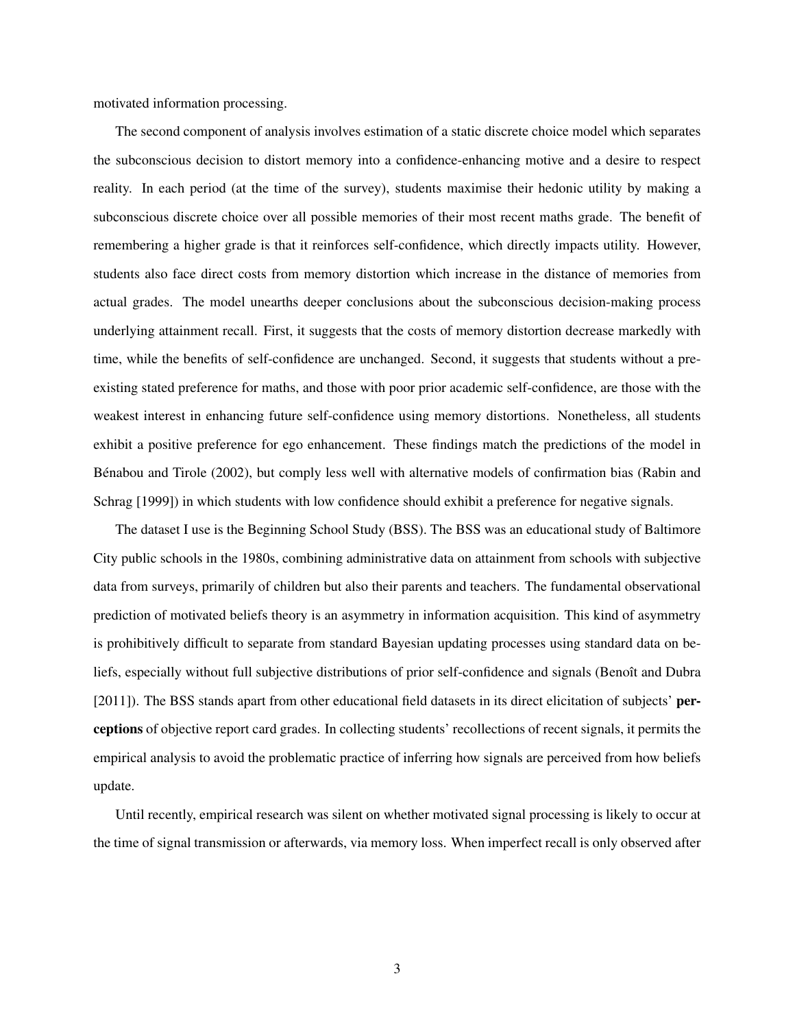motivated information processing.

The second component of analysis involves estimation of a static discrete choice model which separates the subconscious decision to distort memory into a confidence-enhancing motive and a desire to respect reality. In each period (at the time of the survey), students maximise their hedonic utility by making a subconscious discrete choice over all possible memories of their most recent maths grade. The benefit of remembering a higher grade is that it reinforces self-confidence, which directly impacts utility. However, students also face direct costs from memory distortion which increase in the distance of memories from actual grades. The model unearths deeper conclusions about the subconscious decision-making process underlying attainment recall. First, it suggests that the costs of memory distortion decrease markedly with time, while the benefits of self-confidence are unchanged. Second, it suggests that students without a pre-existing stated preference for maths, and those with poor prior academic self-confidence, are those with the weakest interest in enhancing future self-confidence using memory distortions. Nonetheless, all students exhibit a positive preference for ego enhancement. These findings match the predictions of the model in Bénabou and Tirole (2002), but comply less well with alternative models of confirmation bias (Rabin and Schrag [1999]) in which students with low confidence should exhibit a preference for negative signals.

The dataset I use is the Beginning School Study (BSS). The BSS was an educational study of Baltimore City public schools in the 1980s, combining administrative data on attainment from schools with subjective data from surveys, primarily of children but also their parents and teachers. The fundamental observational prediction of motivated beliefs theory is an asymmetry in information acquisition. This kind of asymmetry is prohibitively difficult to separate from standard Bayesian updating processes using standard data on beliefs, especially without full subjective distributions of prior self-confidence and signals (Benoît and Dubra [2011]). The BSS stands apart from other educational field datasets in its direct elicitation of subjects' **perceptions** of objective report card grades. In collecting students' recollections of recent signals, it permits the empirical analysis to avoid the problematic practice of inferring how signals are perceived from how beliefs update.

Until recently, empirical research was silent on whether motivated signal processing is likely to occur at the time of signal transmission or afterwards, via memory loss. When imperfect recall is only observed after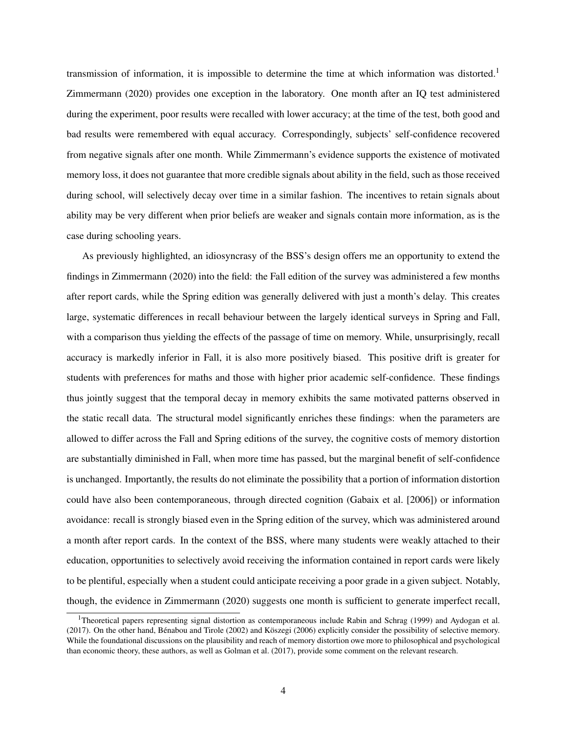transmission of information, it is impossible to determine the time at which information was distorted.[1] Zimmermann (2020) provides one exception in the laboratory. One month after an IQ test administered during the experiment, poor results were recalled with lower accuracy; at the time of the test, both good and bad results were remembered with equal accuracy. Correspondingly, subjects' self-confidence recovered from negative signals after one month. While Zimmermann's evidence supports the existence of motivated memory loss, it does not guarantee that more credible signals about ability in the field, such as those received during school, will selectively decay over time in a similar fashion. The incentives to retain signals about ability may be very different when prior beliefs are weaker and signals contain more information, as is the case during schooling years.

As previously highlighted, an idiosyncrasy of the BSS's design offers me an opportunity to extend the findings in Zimmermann (2020) into the field: the Fall edition of the survey was administered a few months after report cards, while the Spring edition was generally delivered with just a month's delay. This creates large, systematic differences in recall behaviour between the largely identical surveys in Spring and Fall, with a comparison thus yielding the effects of the passage of time on memory. While, unsurprisingly, recall accuracy is markedly inferior in Fall, it is also more positively biased. This positive drift is greater for students with preferences for maths and those with higher prior academic self-confidence. These findings thus jointly suggest that the temporal decay in memory exhibits the same motivated patterns observed in the static recall data. The structural model significantly enriches these findings: when the parameters are allowed to differ across the Fall and Spring editions of the survey, the cognitive costs of memory distortion are substantially diminished in Fall, when more time has passed, but the marginal benefit of self-confidence is unchanged. Importantly, the results do not eliminate the possibility that a portion of information distortion could have also been contemporaneous, through directed cognition (Gabaix et al. [2006]) or information avoidance: recall is strongly biased even in the Spring edition of the survey, which was administered around a month after report cards. In the context of the BSS, where many students were weakly attached to their education, opportunities to selectively avoid receiving the information contained in report cards were likely to be plentiful, especially when a student could anticipate receiving a poor grade in a given subject. Notably, though, the evidence in Zimmermann (2020) suggests one month is sufficient to generate imperfect recall,

[1] Theoretical papers representing signal distortion as contemporaneous include Rabin and Schrag (1999) and Aydogan et al. (2017). On the other hand, Bénabou and Tirole (2002) and Köszegi (2006) explicitly consider the possibility of selective memory. While the foundational discussions on the plausibility and reach of memory distortion owe more to philosophical and psychological than economic theory, these authors, as well as Golman et al. (2017), provide some comment on the relevant research.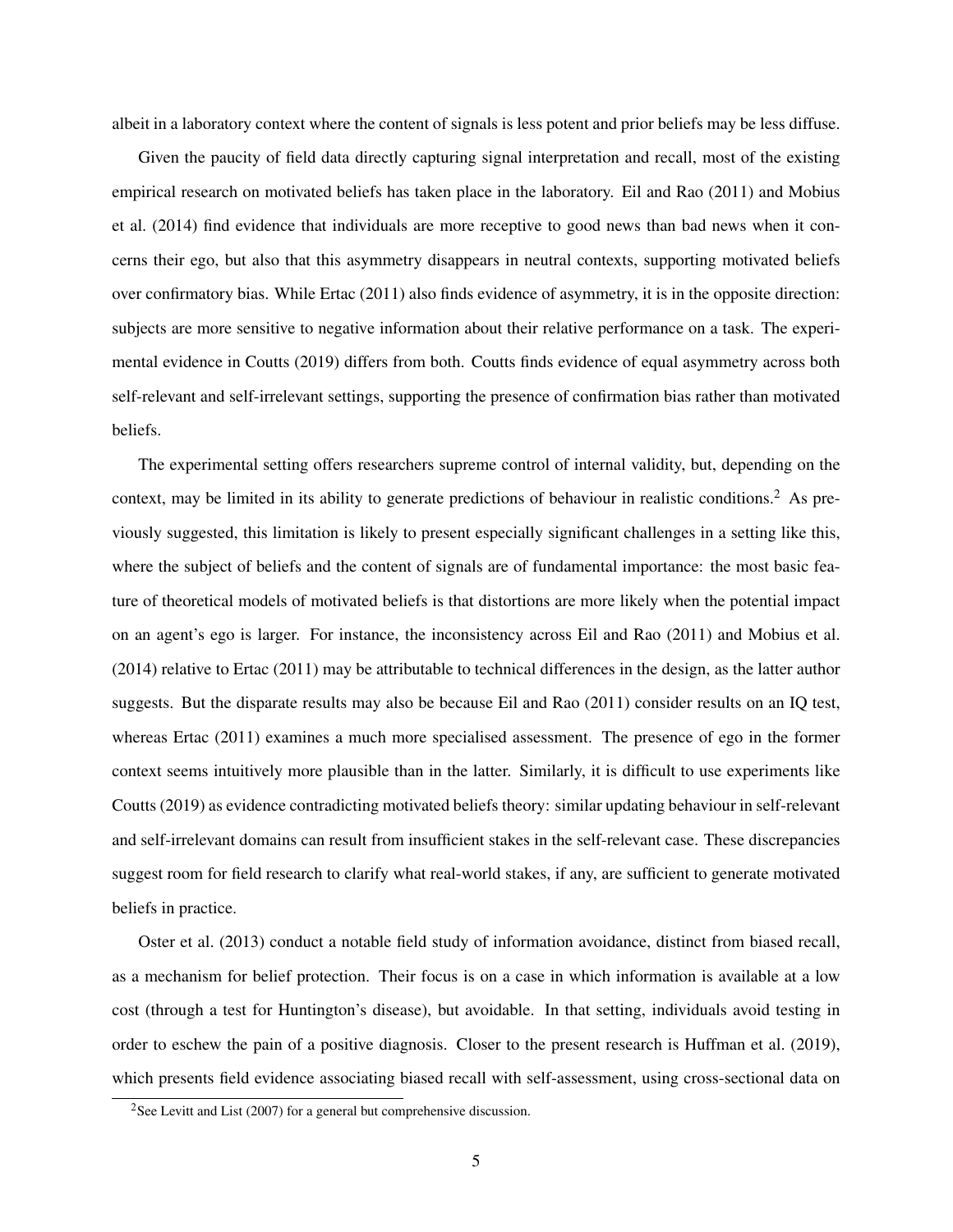albeit in a laboratory context where the content of signals is less potent and prior beliefs may be less diffuse.

Given the paucity of field data directly capturing signal interpretation and recall, most of the existing empirical research on motivated beliefs has taken place in the laboratory. Eil and Rao (2011) and Mobius et al. (2014) find evidence that individuals are more receptive to good news than bad news when it concerns their ego, but also that this asymmetry disappears in neutral contexts, supporting motivated beliefs over confirmatory bias. While Ertac (2011) also finds evidence of asymmetry, it is in the opposite direction: subjects are more sensitive to negative information about their relative performance on a task. The experimental evidence in Coutts (2019) differs from both. Coutts finds evidence of equal asymmetry across both self-relevant and self-irrelevant settings, supporting the presence of confirmation bias rather than motivated beliefs.

The experimental setting offers researchers supreme control of internal validity, but, depending on the context, may be limited in its ability to generate predictions of behaviour in realistic conditions.[2] As previously suggested, this limitation is likely to present especially significant challenges in a setting like this, where the subject of beliefs and the content of signals are of fundamental importance: the most basic feature of theoretical models of motivated beliefs is that distortions are more likely when the potential impact on an agent's ego is larger. For instance, the inconsistency across Eil and Rao (2011) and Mobius et al. (2014) relative to Ertac (2011) may be attributable to technical differences in the design, as the latter author suggests. But the disparate results may also be because Eil and Rao (2011) consider results on an IQ test, whereas Ertac (2011) examines a much more specialised assessment. The presence of ego in the former context seems intuitively more plausible than in the latter. Similarly, it is difficult to use experiments like Coutts (2019) as evidence contradicting motivated beliefs theory: similar updating behaviour in self-relevant and self-irrelevant domains can result from insufficient stakes in the self-relevant case. These discrepancies suggest room for field research to clarify what real-world stakes, if any, are sufficient to generate motivated beliefs in practice.

Oster et al. (2013) conduct a notable field study of information avoidance, distinct from biased recall, as a mechanism for belief protection. Their focus is on a case in which information is available at a low cost (through a test for Huntington's disease), but avoidable. In that setting, individuals avoid testing in order to eschew the pain of a positive diagnosis. Closer to the present research is Huffman et al. (2019), which presents field evidence associating biased recall with self-assessment, using cross-sectional data on

[2] See Levitt and List (2007) for a general but comprehensive discussion.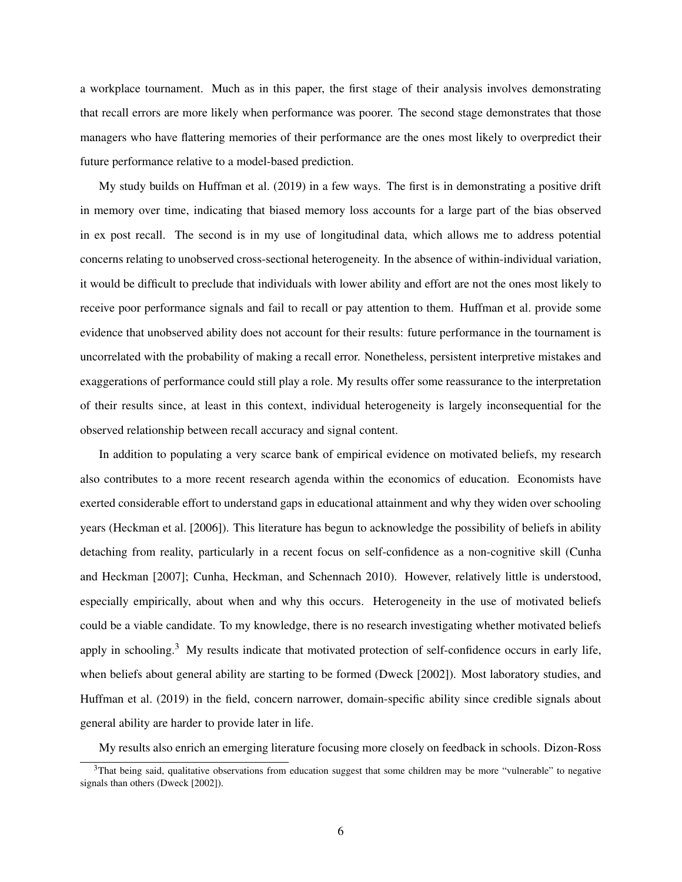a workplace tournament. Much as in this paper, the first stage of their analysis involves demonstrating that recall errors are more likely when performance was poorer. The second stage demonstrates that those managers who have flattering memories of their performance are the ones most likely to overpredict their future performance relative to a model-based prediction.

My study builds on Huffman et al. (2019) in a few ways. The first is in demonstrating a positive drift in memory over time, indicating that biased memory loss accounts for a large part of the bias observed in ex post recall. The second is in my use of longitudinal data, which allows me to address potential concerns relating to unobserved cross-sectional heterogeneity. In the absence of within-individual variation, it would be difficult to preclude that individuals with lower ability and effort are not the ones most likely to receive poor performance signals and fail to recall or pay attention to them. Huffman et al. provide some evidence that unobserved ability does not account for their results: future performance in the tournament is uncorrelated with the probability of making a recall error. Nonetheless, persistent interpretive mistakes and exaggerations of performance could still play a role. My results offer some reassurance to the interpretation of their results since, at least in this context, individual heterogeneity is largely inconsequential for the observed relationship between recall accuracy and signal content.

In addition to populating a very scarce bank of empirical evidence on motivated beliefs, my research also contributes to a more recent research agenda within the economics of education. Economists have exerted considerable effort to understand gaps in educational attainment and why they widen over schooling years (Heckman et al. [2006]). This literature has begun to acknowledge the possibility of beliefs in ability detaching from reality, particularly in a recent focus on self-confidence as a non-cognitive skill (Cunha and Heckman [2007]; Cunha, Heckman, and Schennach 2010). However, relatively little is understood, especially empirically, about when and why this occurs. Heterogeneity in the use of motivated beliefs could be a viable candidate. To my knowledge, there is no research investigating whether motivated beliefs apply in schooling.[3] My results indicate that motivated protection of self-confidence occurs in early life, when beliefs about general ability are starting to be formed (Dweck [2002]). Most laboratory studies, and Huffman et al. (2019) in the field, concern narrower, domain-specific ability since credible signals about general ability are harder to provide later in life.

My results also enrich an emerging literature focusing more closely on feedback in schools. Dizon-Ross

[3] That being said, qualitative observations from education suggest that some children may be more "vulnerable" to negative signals than others (Dweck [2002]).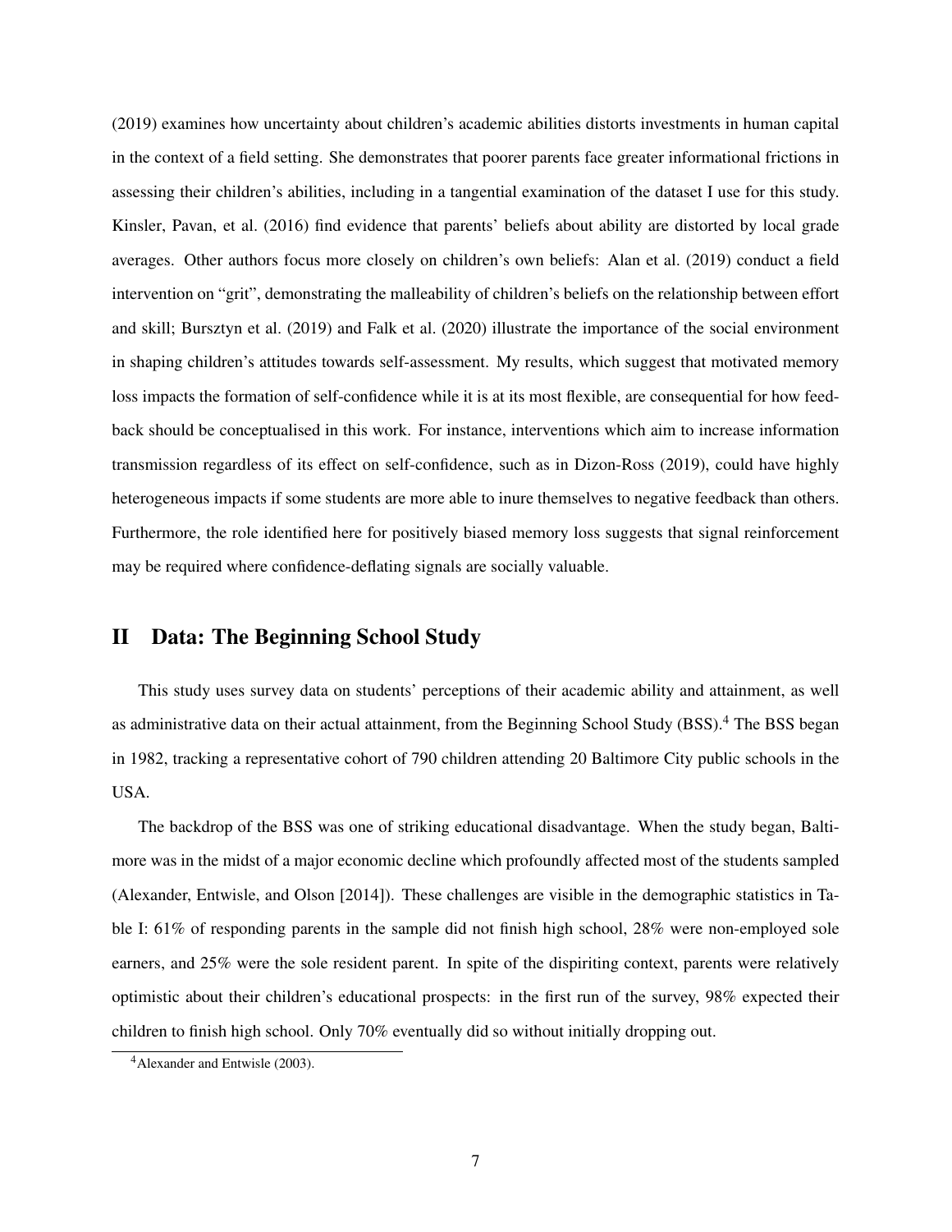(2019) examines how uncertainty about children's academic abilities distorts investments in human capital in the context of a field setting. She demonstrates that poorer parents face greater informational frictions in assessing their children's abilities, including in a tangential examination of the dataset I use for this study. Kinsler, Pavan, et al. (2016) find evidence that parents' beliefs about ability are distorted by local grade averages. Other authors focus more closely on children's own beliefs: Alan et al. (2019) conduct a field intervention on "grit", demonstrating the malleability of children's beliefs on the relationship between effort and skill; Bursztyn et al. (2019) and Falk et al. (2020) illustrate the importance of the social environment in shaping children's attitudes towards self-assessment. My results, which suggest that motivated memory loss impacts the formation of self-confidence while it is at its most flexible, are consequential for how feedback should be conceptualised in this work. For instance, interventions which aim to increase information transmission regardless of its effect on self-confidence, such as in Dizon-Ross (2019), could have highly heterogeneous impacts if some students are more able to inure themselves to negative feedback than others. Furthermore, the role identified here for positively biased memory loss suggests that signal reinforcement may be required where confidence-deflating signals are socially valuable.

## II Data: The Beginning School Study

This study uses survey data on students' perceptions of their academic ability and attainment, as well as administrative data on their actual attainment, from the Beginning School Study (BSS).[4] The BSS began in 1982, tracking a representative cohort of 790 children attending 20 Baltimore City public schools in the USA.

The backdrop of the BSS was one of striking educational disadvantage. When the study began, Baltimore was in the midst of a major economic decline which profoundly affected most of the students sampled (Alexander, Entwisle, and Olson [2014]). These challenges are visible in the demographic statistics in Table I: 61% of responding parents in the sample did not finish high school, 28% were non-employed sole earners, and 25% were the sole resident parent. In spite of the dispiriting context, parents were relatively optimistic about their children's educational prospects: in the first run of the survey, 98% expected their children to finish high school. Only 70% eventually did so without initially dropping out.

[4] Alexander and Entwisle (2003).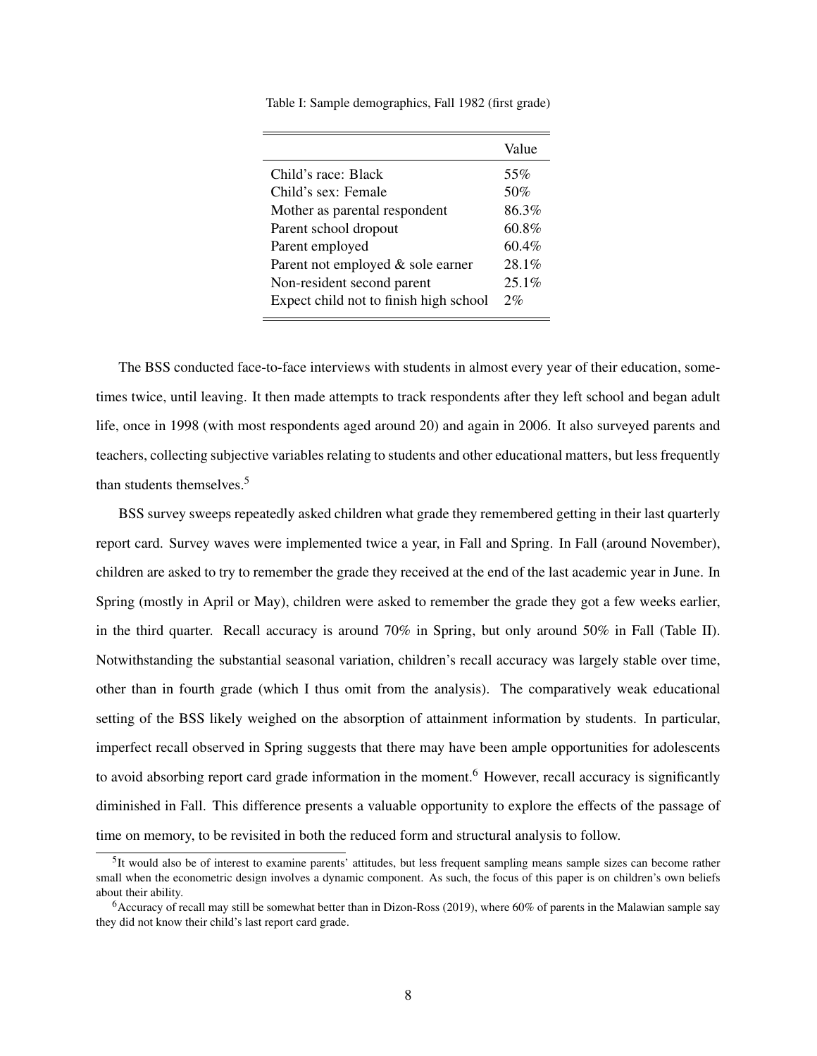Table I: Sample demographics, Fall 1982 (first grade)

| | Value |
|---|---|
| Child's race: Black | 55% |
| Child's sex: Female | 50% |
| Mother as parental respondent | 86.3% |
| Parent school dropout | 60.8% |
| Parent employed | 60.4% |
| Parent not employed & sole earner | 28.1% |
| Non-resident second parent | 25.1% |
| Expect child not to finish high school | 2% |

The BSS conducted face-to-face interviews with students in almost every year of their education, sometimes twice, until leaving. It then made attempts to track respondents after they left school and began adult life, once in 1998 (with most respondents aged around 20) and again in 2006. It also surveyed parents and teachers, collecting subjective variables relating to students and other educational matters, but less frequently than students themselves.[5]

BSS survey sweeps repeatedly asked children what grade they remembered getting in their last quarterly report card. Survey waves were implemented twice a year, in Fall and Spring. In Fall (around November), children are asked to try to remember the grade they received at the end of the last academic year in June. In Spring (mostly in April or May), children were asked to remember the grade they got a few weeks earlier, in the third quarter. Recall accuracy is around 70% in Spring, but only around 50% in Fall (Table II). Notwithstanding the substantial seasonal variation, children's recall accuracy was largely stable over time, other than in fourth grade (which I thus omit from the analysis). The comparatively weak educational setting of the BSS likely weighed on the absorption of attainment information by students. In particular, imperfect recall observed in Spring suggests that there may have been ample opportunities for adolescents to avoid absorbing report card grade information in the moment.[6] However, recall accuracy is significantly diminished in Fall. This difference presents a valuable opportunity to explore the effects of the passage of time on memory, to be revisited in both the reduced form and structural analysis to follow.

[5] It would also be of interest to examine parents' attitudes, but less frequent sampling means sample sizes can become rather small when the econometric design involves a dynamic component. As such, the focus of this paper is on children's own beliefs about their ability.

[6] Accuracy of recall may still be somewhat better than in Dizon-Ross (2019), where 60% of parents in the Malawian sample say they did not know their child's last report card grade.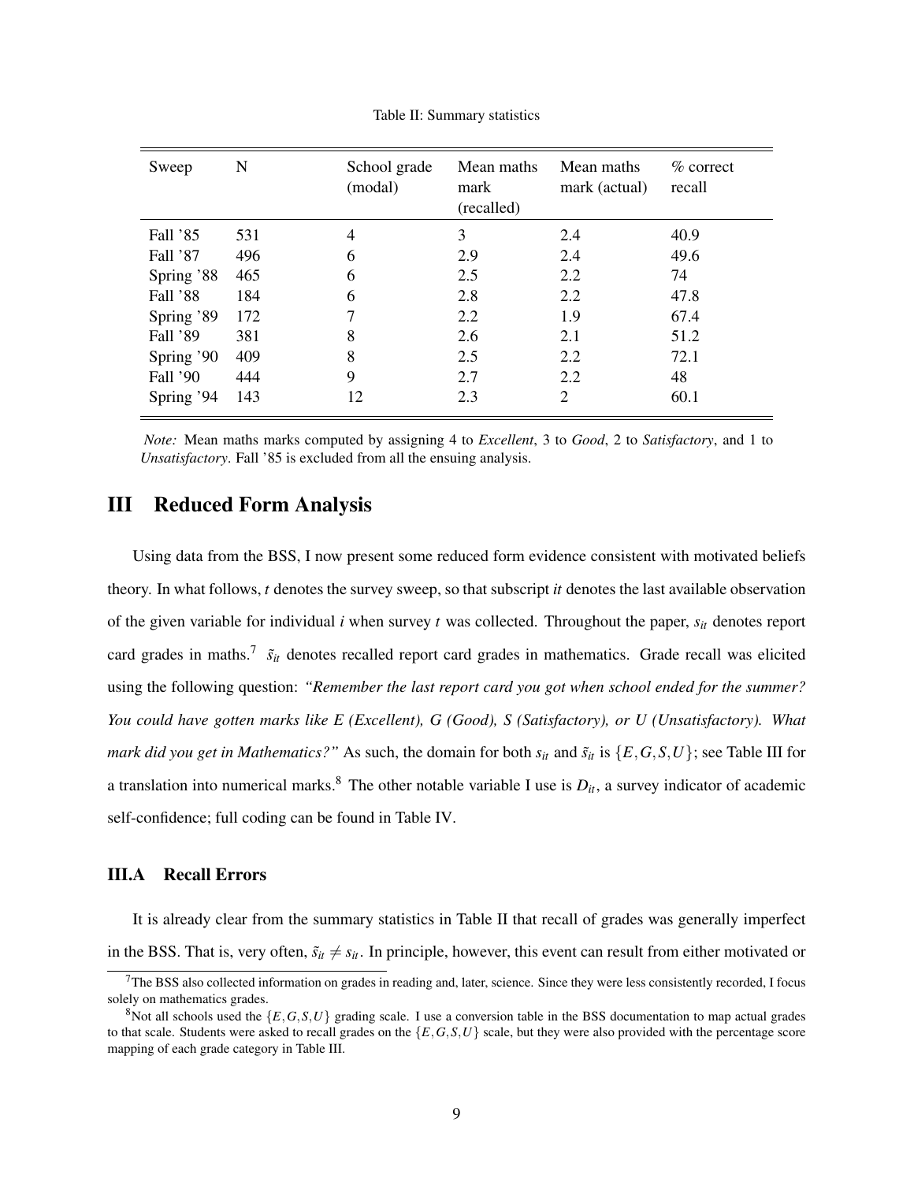Table II: Summary statistics

| Sweep | N | School grade (modal) | Mean maths mark (recalled) | Mean maths mark (actual) | % correct recall |
|---|---|---|---|---|---|
| Fall '85 | 531 | 4 | 3 | 2.4 | 40.9 |
| Fall '87 | 496 | 6 | 2.9 | 2.4 | 49.6 |
| Spring '88 | 465 | 6 | 2.5 | 2.2 | 74 |
| Fall '88 | 184 | 6 | 2.8 | 2.2 | 47.8 |
| Spring '89 | 172 | 7 | 2.2 | 1.9 | 67.4 |
| Fall '89 | 381 | 8 | 2.6 | 2.1 | 51.2 |
| Spring '90 | 409 | 8 | 2.5 | 2.2 | 72.1 |
| Fall '90 | 444 | 9 | 2.7 | 2.2 | 48 |
| Spring '94 | 143 | 12 | 2.3 | 2 | 60.1 |

*Note:* Mean maths marks computed by assigning 4 to *Excellent*, 3 to *Good*, 2 to *Satisfactory*, and 1 to *Unsatisfactory*. Fall '85 is excluded from all the ensuing analysis.

# III Reduced Form Analysis

Using data from the BSS, I now present some reduced form evidence consistent with motivated beliefs theory. In what follows, $t$ denotes the survey sweep, so that subscript $it$ denotes the last available observation of the given variable for individual $i$ when survey $t$ was collected. Throughout the paper, $s_{it}$ denotes report card grades in maths.[7] $\tilde{s}_{it}$ denotes recalled report card grades in mathematics. Grade recall was elicited using the following question: *"Remember the last report card you got when school ended for the summer? You could have gotten marks like E (Excellent), G (Good), S (Satisfactory), or U (Unsatisfactory). What mark did you get in Mathematics?"* As such, the domain for both $s_{it}$ and $\tilde{s}_{it}$ is $\{E,G,S,U\}$; see Table III for a translation into numerical marks.[8] The other notable variable I use is $D_{it}$, a survey indicator of academic self-confidence; full coding can be found in Table IV.

## III.A Recall Errors

It is already clear from the summary statistics in Table II that recall of grades was generally imperfect in the BSS. That is, very often, $\tilde{s}_{it} \neq s_{it}$. In principle, however, this event can result from either motivated or

[7] The BSS also collected information on grades in reading and, later, science. Since they were less consistently recorded, I focus solely on mathematics grades.

[8] Not all schools used the $\{E,G,S,U\}$ grading scale. I use a conversion table in the BSS documentation to map actual grades to that scale. Students were asked to recall grades on the $\{E,G,S,U\}$ scale, but they were also provided with the percentage score mapping of each grade category in Table III.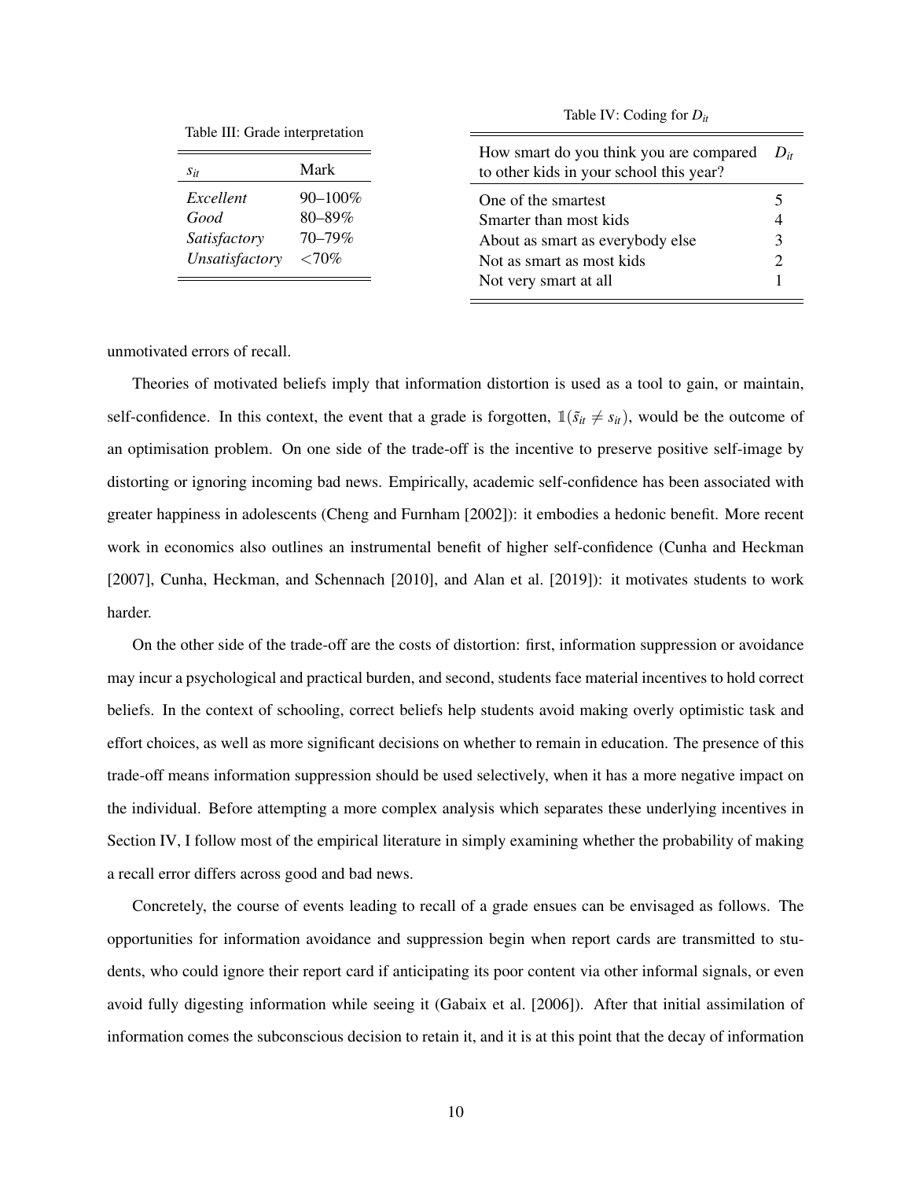Table III: Grade interpretation

| $s_{it}$ | Mark |
|---|---|
| *Excellent* | 90–100% |
| *Good* | 80–89% |
| *Satisfactory* | 70–79% |
| *Unsatisfactory* | <70% |

Table IV: Coding for $D_{it}$

| How smart do you think you are compared to other kids in your school this year? | $D_{it}$ |
|---|---|
| One of the smartest | 5 |
| Smarter than most kids | 4 |
| About as smart as everybody else | 3 |
| Not as smart as most kids | 2 |
| Not very smart at all | 1 |

unmotivated errors of recall.

Theories of motivated beliefs imply that information distortion is used as a tool to gain, or maintain, self-confidence. In this context, the event that a grade is forgotten, $\mathbb{1}(\tilde{s}_{it} \neq s_{it})$, would be the outcome of an optimisation problem. On one side of the trade-off is the incentive to preserve positive self-image by distorting or ignoring incoming bad news. Empirically, academic self-confidence has been associated with greater happiness in adolescents (Cheng and Furnham [2002]): it embodies a hedonic benefit. More recent work in economics also outlines an instrumental benefit of higher self-confidence (Cunha and Heckman [2007], Cunha, Heckman, and Schennach [2010], and Alan et al. [2019]): it motivates students to work harder.

On the other side of the trade-off are the costs of distortion: first, information suppression or avoidance may incur a psychological and practical burden, and second, students face material incentives to hold correct beliefs. In the context of schooling, correct beliefs help students avoid making overly optimistic task and effort choices, as well as more significant decisions on whether to remain in education. The presence of this trade-off means information suppression should be used selectively, when it has a more negative impact on the individual. Before attempting a more complex analysis which separates these underlying incentives in Section IV, I follow most of the empirical literature in simply examining whether the probability of making a recall error differs across good and bad news.

Concretely, the course of events leading to recall of a grade ensues can be envisaged as follows. The opportunities for information avoidance and suppression begin when report cards are transmitted to students, who could ignore their report card if anticipating its poor content via other informal signals, or even avoid fully digesting information while seeing it (Gabaix et al. [2006]). After that initial assimilation of information comes the subconscious decision to retain it, and it is at this point that the decay of information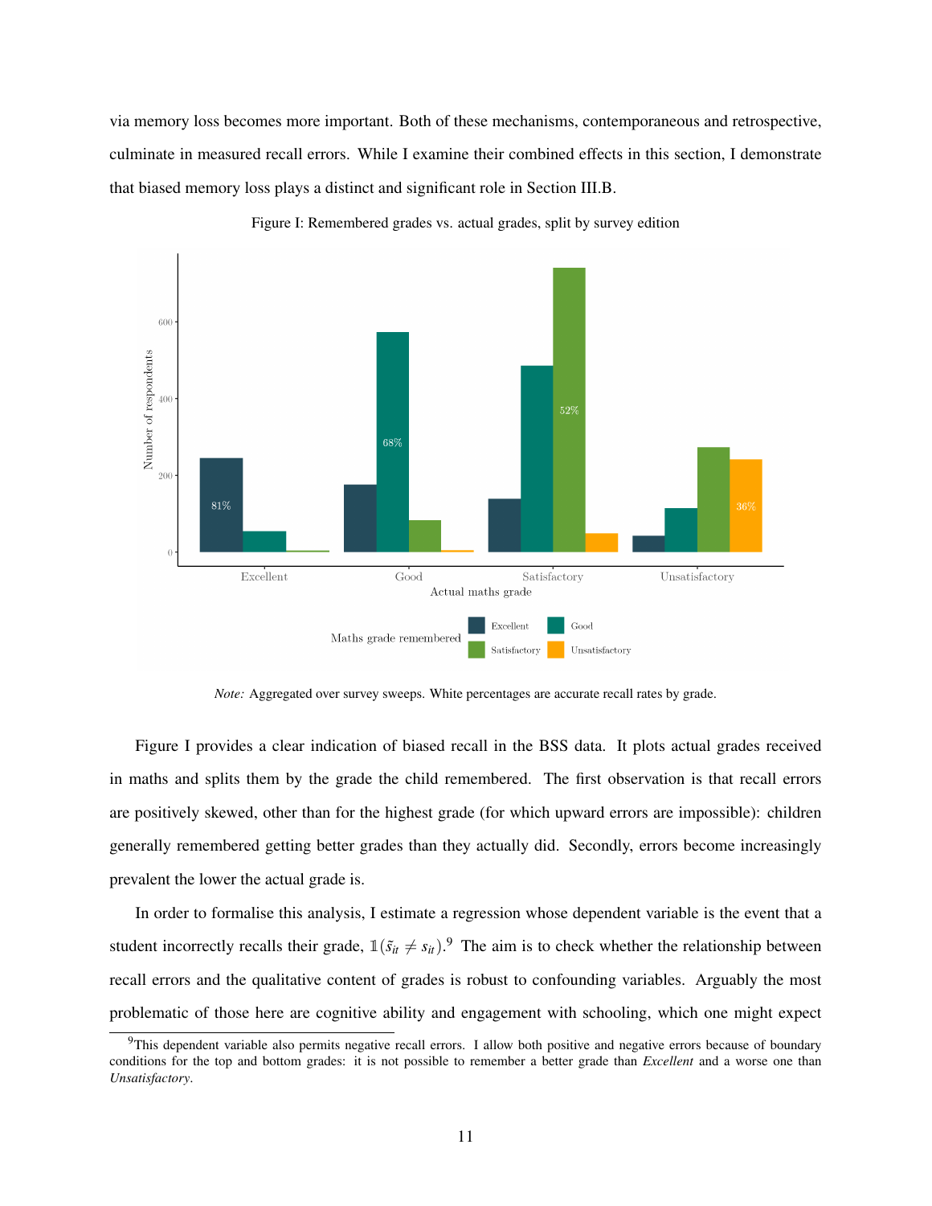via memory loss becomes more important. Both of these mechanisms, contemporaneous and retrospective, culminate in measured recall errors. While I examine their combined effects in this section, I demonstrate that biased memory loss plays a distinct and significant role in Section III.B.

Figure I: Remembered grades vs. actual grades, split by survey edition

*Note:* Aggregated over survey sweeps. White percentages are accurate recall rates by grade.

Figure I provides a clear indication of biased recall in the BSS data. It plots actual grades received in maths and splits them by the grade the child remembered. The first observation is that recall errors are positively skewed, other than for the highest grade (for which upward errors are impossible): children generally remembered getting better grades than they actually did. Secondly, errors become increasingly prevalent the lower the actual grade is.

In order to formalise this analysis, I estimate a regression whose dependent variable is the event that a student incorrectly recalls their grade, $\mathbb{1}(\tilde{s}_{it} \neq s_{it})$.[9] The aim is to check whether the relationship between recall errors and the qualitative content of grades is robust to confounding variables. Arguably the most problematic of those here are cognitive ability and engagement with schooling, which one might expect

[9] This dependent variable also permits negative recall errors. I allow both positive and negative errors because of boundary conditions for the top and bottom grades: it is not possible to remember a better grade than *Excellent* and a worse one than *Unsatisfactory*.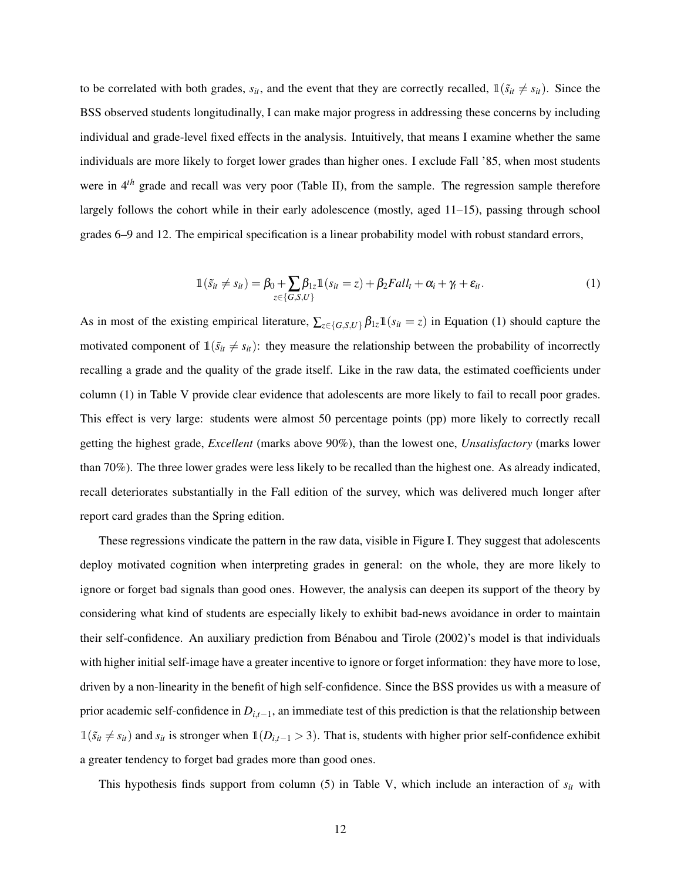to be correlated with both grades, $s_{it}$, and the event that they are correctly recalled, $\mathbb{1}(\tilde{s}_{it} \neq s_{it})$. Since the BSS observed students longitudinally, I can make major progress in addressing these concerns by including individual and grade-level fixed effects in the analysis. Intuitively, that means I examine whether the same individuals are more likely to forget lower grades than higher ones. I exclude Fall '85, when most students were in $4^{th}$ grade and recall was very poor (Table II), from the sample. The regression sample therefore largely follows the cohort while in their early adolescence (mostly, aged 11–15), passing through school grades 6–9 and 12. The empirical specification is a linear probability model with robust standard errors,

$$\mathbb{1}(\tilde{s}_{it} \neq s_{it}) = \beta_0 + \sum_{z \in \{G,S,U\}} \beta_{1z} \mathbb{1}(s_{it} = z) + \beta_2 Fall_t + \alpha_i + \gamma_t + \varepsilon_{it}. \tag{1}$$

As in most of the existing empirical literature, $\sum_{z \in \{G,S,U\}} \beta_{1z} \mathbb{1}(s_{it} = z)$ in Equation (1) should capture the motivated component of $\mathbb{1}(\tilde{s}_{it} \neq s_{it})$: they measure the relationship between the probability of incorrectly recalling a grade and the quality of the grade itself. Like in the raw data, the estimated coefficients under column (1) in Table V provide clear evidence that adolescents are more likely to fail to recall poor grades. This effect is very large: students were almost 50 percentage points (pp) more likely to correctly recall getting the highest grade, *Excellent* (marks above 90%), than the lowest one, *Unsatisfactory* (marks lower than 70%). The three lower grades were less likely to be recalled than the highest one. As already indicated, recall deteriorates substantially in the Fall edition of the survey, which was delivered much longer after report card grades than the Spring edition.

These regressions vindicate the pattern in the raw data, visible in Figure I. They suggest that adolescents deploy motivated cognition when interpreting grades in general: on the whole, they are more likely to ignore or forget bad signals than good ones. However, the analysis can deepen its support of the theory by considering what kind of students are especially likely to exhibit bad-news avoidance in order to maintain their self-confidence. An auxiliary prediction from Bénabou and Tirole (2002)'s model is that individuals with higher initial self-image have a greater incentive to ignore or forget information: they have more to lose, driven by a non-linearity in the benefit of high self-confidence. Since the BSS provides us with a measure of prior academic self-confidence in $D_{i,t-1}$, an immediate test of this prediction is that the relationship between $\mathbb{1}(\tilde{s}_{it} \neq s_{it})$ and $s_{it}$ is stronger when $\mathbb{1}(D_{i,t-1} > 3)$. That is, students with higher prior self-confidence exhibit a greater tendency to forget bad grades more than good ones.

This hypothesis finds support from column (5) in Table V, which include an interaction of $s_{it}$ with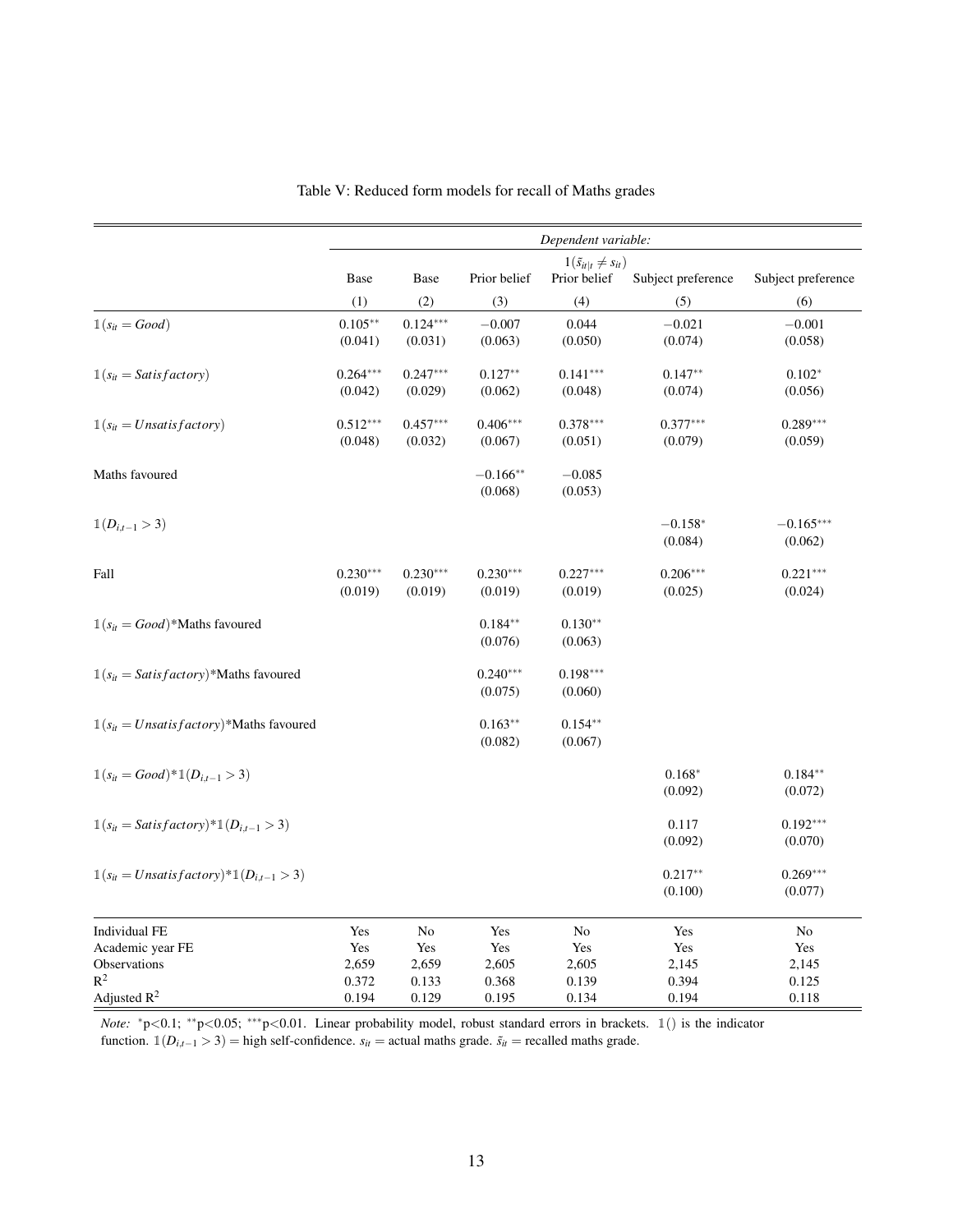Table V: Reduced form models for recall of Maths grades

| | *Dependent variable:* | | | | | |
|---|---|---|---|---|---|---|
| | $\mathbb{1}(\tilde{s}_{it\|t} \neq s_{it})$ | | | | | |
| | Base | Base | Prior belief | Prior belief | Subject preference | Subject preference |
| | (1) | (2) | (3) | (4) | (5) | (6) |
| $\mathbb{1}(s_{it} = Good)$ | $0.105^{**}$ | $0.124^{***}$ | $-0.007$ | $0.044$ | $-0.021$ | $-0.001$ |
| | (0.041) | (0.031) | (0.063) | (0.050) | (0.074) | (0.058) |
| $\mathbb{1}(s_{it} = Satisfactory)$ | $0.264^{***}$ | $0.247^{***}$ | $0.127^{**}$ | $0.141^{***}$ | $0.147^{**}$ | $0.102^{*}$ |
| | (0.042) | (0.029) | (0.062) | (0.048) | (0.074) | (0.056) |
| $\mathbb{1}(s_{it} = Unsatisfactory)$ | $0.512^{***}$ | $0.457^{***}$ | $0.406^{***}$ | $0.378^{***}$ | $0.377^{***}$ | $0.289^{***}$ |
| | (0.048) | (0.032) | (0.067) | (0.051) | (0.079) | (0.059) |
| Maths favoured | | | $-0.166^{**}$ | $-0.085$ | | |
| | | | (0.068) | (0.053) | | |
| $\mathbb{1}(D_{i,t-1} > 3)$ | | | | | $-0.158^{*}$ | $-0.165^{***}$ |
| | | | | | (0.084) | (0.062) |
| Fall | $0.230^{***}$ | $0.230^{***}$ | $0.230^{***}$ | $0.227^{***}$ | $0.206^{***}$ | $0.221^{***}$ |
| | (0.019) | (0.019) | (0.019) | (0.019) | (0.025) | (0.024) |
| $\mathbb{1}(s_{it} = Good)$*Maths favoured | | | $0.184^{**}$ | $0.130^{**}$ | | |
| | | | (0.076) | (0.063) | | |
| $\mathbb{1}(s_{it} = Satisfactory)$*Maths favoured | | | $0.240^{***}$ | $0.198^{***}$ | | |
| | | | (0.075) | (0.060) | | |
| $\mathbb{1}(s_{it} = Unsatisfactory)$*Maths favoured | | | $0.163^{**}$ | $0.154^{**}$ | | |
| | | | (0.082) | (0.067) | | |
| $\mathbb{1}(s_{it} = Good)$*$\mathbb{1}(D_{i,t-1} > 3)$ | | | | | $0.168^{*}$ | $0.184^{**}$ |
| | | | | | (0.092) | (0.072) |
| $\mathbb{1}(s_{it} = Satisfactory)$*$\mathbb{1}(D_{i,t-1} > 3)$ | | | | | $0.117$ | $0.192^{***}$ |
| | | | | | (0.092) | (0.070) |
| $\mathbb{1}(s_{it} = Unsatisfactory)$*$\mathbb{1}(D_{i,t-1} > 3)$ | | | | | $0.217^{**}$ | $0.269^{***}$ |
| | | | | | (0.100) | (0.077) |
| Individual FE | Yes | No | Yes | No | Yes | No |
| Academic year FE | Yes | Yes | Yes | Yes | Yes | Yes |
| Observations | 2,659 | 2,659 | 2,605 | 2,605 | 2,145 | 2,145 |
| $R^2$ | 0.372 | 0.133 | 0.368 | 0.139 | 0.394 | 0.125 |
| Adjusted $R^2$ | 0.194 | 0.129 | 0.195 | 0.134 | 0.194 | 0.118 |

*Note:* $^{*}$p<0.1; $^{**}$p<0.05; $^{***}$p<0.01. Linear probability model, robust standard errors in brackets. $\mathbb{1}()$ is the indicator function. $\mathbb{1}(D_{i,t-1} > 3)$ = high self-confidence. $s_{it}$ = actual maths grade. $\tilde{s}_{it}$ = recalled maths grade.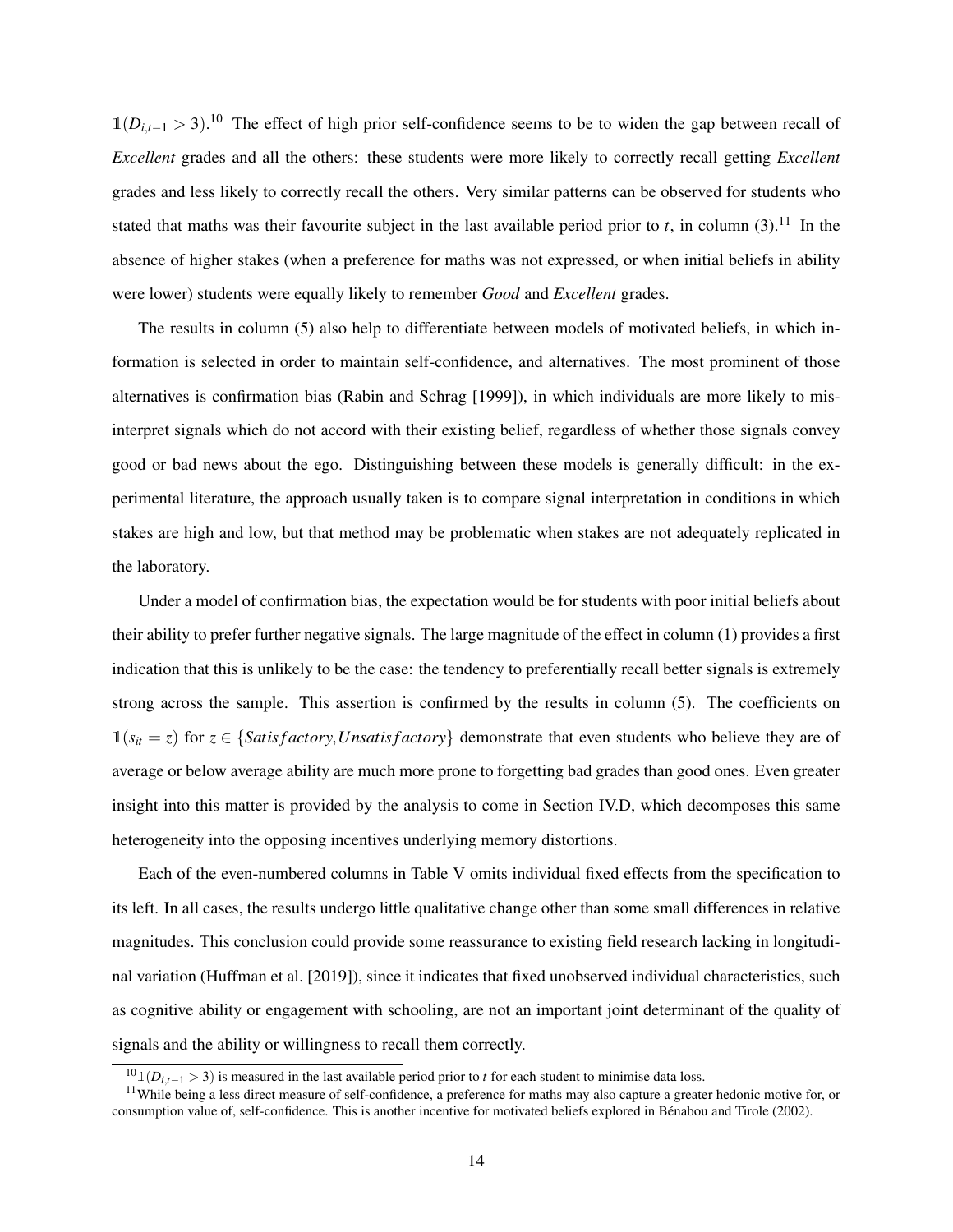$\mathbb{1}(D_{i,t-1} > 3)$.[10] The effect of high prior self-confidence seems to be to widen the gap between recall of *Excellent* grades and all the others: these students were more likely to correctly recall getting *Excellent* grades and less likely to correctly recall the others. Very similar patterns can be observed for students who stated that maths was their favourite subject in the last available period prior to $t$, in column (3).[11] In the absence of higher stakes (when a preference for maths was not expressed, or when initial beliefs in ability were lower) students were equally likely to remember *Good* and *Excellent* grades.

The results in column (5) also help to differentiate between models of motivated beliefs, in which information is selected in order to maintain self-confidence, and alternatives. The most prominent of those alternatives is confirmation bias (Rabin and Schrag [1999]), in which individuals are more likely to misinterpret signals which do not accord with their existing belief, regardless of whether those signals convey good or bad news about the ego. Distinguishing between these models is generally difficult: in the experimental literature, the approach usually taken is to compare signal interpretation in conditions in which stakes are high and low, but that method may be problematic when stakes are not adequately replicated in the laboratory.

Under a model of confirmation bias, the expectation would be for students with poor initial beliefs about their ability to prefer further negative signals. The large magnitude of the effect in column (1) provides a first indication that this is unlikely to be the case: the tendency to preferentially recall better signals is extremely strong across the sample. This assertion is confirmed by the results in column (5). The coefficients on $\mathbb{1}(s_{it} = z)$ for $z \in \{Satisfactory, Unsatisfactory\}$ demonstrate that even students who believe they are of average or below average ability are much more prone to forgetting bad grades than good ones. Even greater insight into this matter is provided by the analysis to come in Section IV.D, which decomposes this same heterogeneity into the opposing incentives underlying memory distortions.

Each of the even-numbered columns in Table V omits individual fixed effects from the specification to its left. In all cases, the results undergo little qualitative change other than some small differences in relative magnitudes. This conclusion could provide some reassurance to existing field research lacking in longitudinal variation (Huffman et al. [2019]), since it indicates that fixed unobserved individual characteristics, such as cognitive ability or engagement with schooling, are not an important joint determinant of the quality of signals and the ability or willingness to recall them correctly.

[10] $\mathbb{1}(D_{i,t-1} > 3)$ is measured in the last available period prior to $t$ for each student to minimise data loss.

[11] While being a less direct measure of self-confidence, a preference for maths may also capture a greater hedonic motive for, or consumption value of, self-confidence. This is another incentive for motivated beliefs explored in Bénabou and Tirole (2002).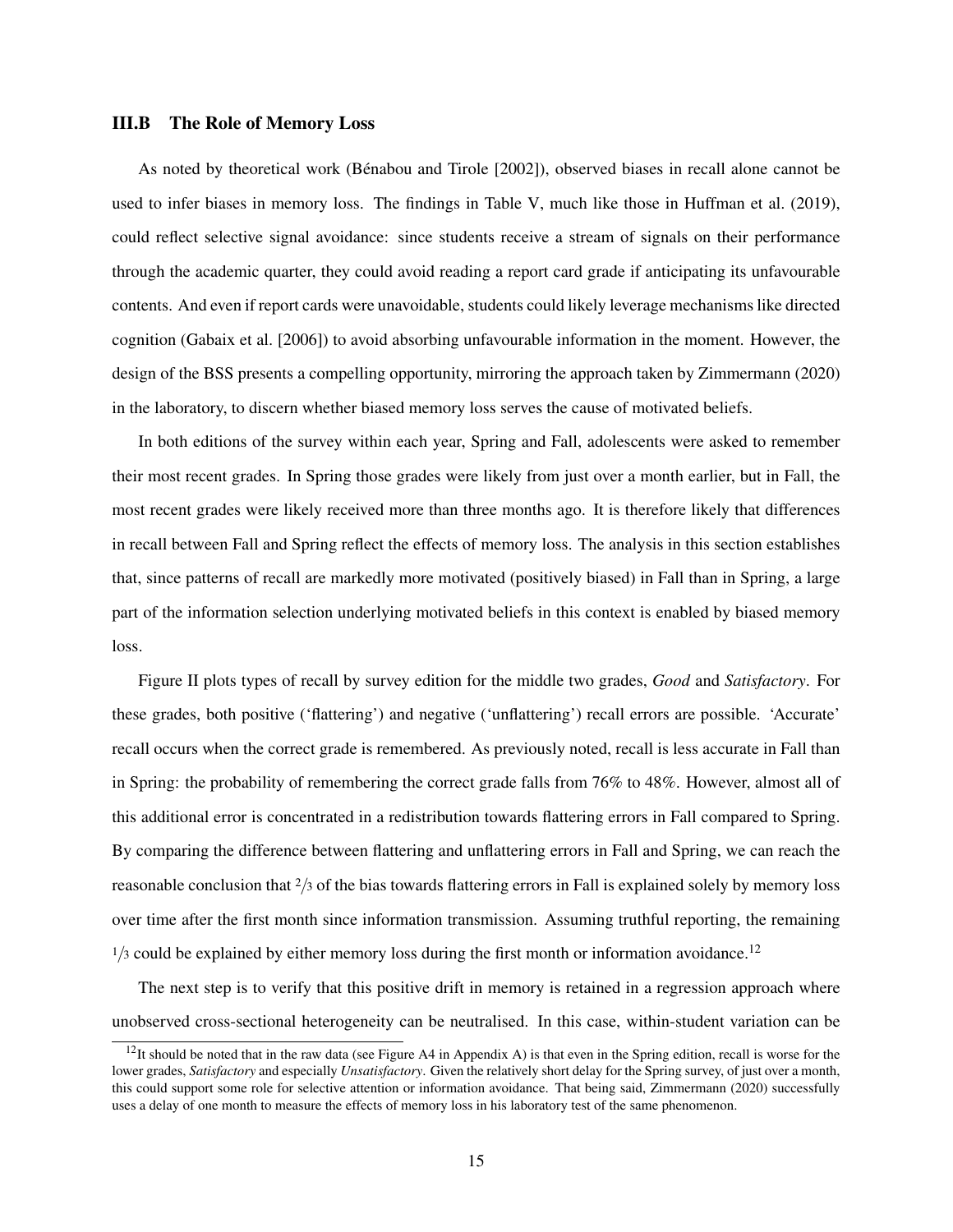### III.B The Role of Memory Loss

As noted by theoretical work (Bénabou and Tirole [2002]), observed biases in recall alone cannot be used to infer biases in memory loss. The findings in Table V, much like those in Huffman et al. (2019), could reflect selective signal avoidance: since students receive a stream of signals on their performance through the academic quarter, they could avoid reading a report card grade if anticipating its unfavourable contents. And even if report cards were unavoidable, students could likely leverage mechanisms like directed cognition (Gabaix et al. [2006]) to avoid absorbing unfavourable information in the moment. However, the design of the BSS presents a compelling opportunity, mirroring the approach taken by Zimmermann (2020) in the laboratory, to discern whether biased memory loss serves the cause of motivated beliefs.

In both editions of the survey within each year, Spring and Fall, adolescents were asked to remember their most recent grades. In Spring those grades were likely from just over a month earlier, but in Fall, the most recent grades were likely received more than three months ago. It is therefore likely that differences in recall between Fall and Spring reflect the effects of memory loss. The analysis in this section establishes that, since patterns of recall are markedly more motivated (positively biased) in Fall than in Spring, a large part of the information selection underlying motivated beliefs in this context is enabled by biased memory loss.

Figure II plots types of recall by survey edition for the middle two grades, *Good* and *Satisfactory*. For these grades, both positive ('flattering') and negative ('unflattering') recall errors are possible. 'Accurate' recall occurs when the correct grade is remembered. As previously noted, recall is less accurate in Fall than in Spring: the probability of remembering the correct grade falls from 76% to 48%. However, almost all of this additional error is concentrated in a redistribution towards flattering errors in Fall compared to Spring. By comparing the difference between flattering and unflattering errors in Fall and Spring, we can reach the reasonable conclusion that $2/3$ of the bias towards flattering errors in Fall is explained solely by memory loss over time after the first month since information transmission. Assuming truthful reporting, the remaining $1/3$ could be explained by either memory loss during the first month or information avoidance.[12]

The next step is to verify that this positive drift in memory is retained in a regression approach where unobserved cross-sectional heterogeneity can be neutralised. In this case, within-student variation can be

[12] It should be noted that in the raw data (see Figure A4 in Appendix A) is that even in the Spring edition, recall is worse for the lower grades, *Satisfactory* and especially *Unsatisfactory*. Given the relatively short delay for the Spring survey, of just over a month, this could support some role for selective attention or information avoidance. That being said, Zimmermann (2020) successfully uses a delay of one month to measure the effects of memory loss in his laboratory test of the same phenomenon.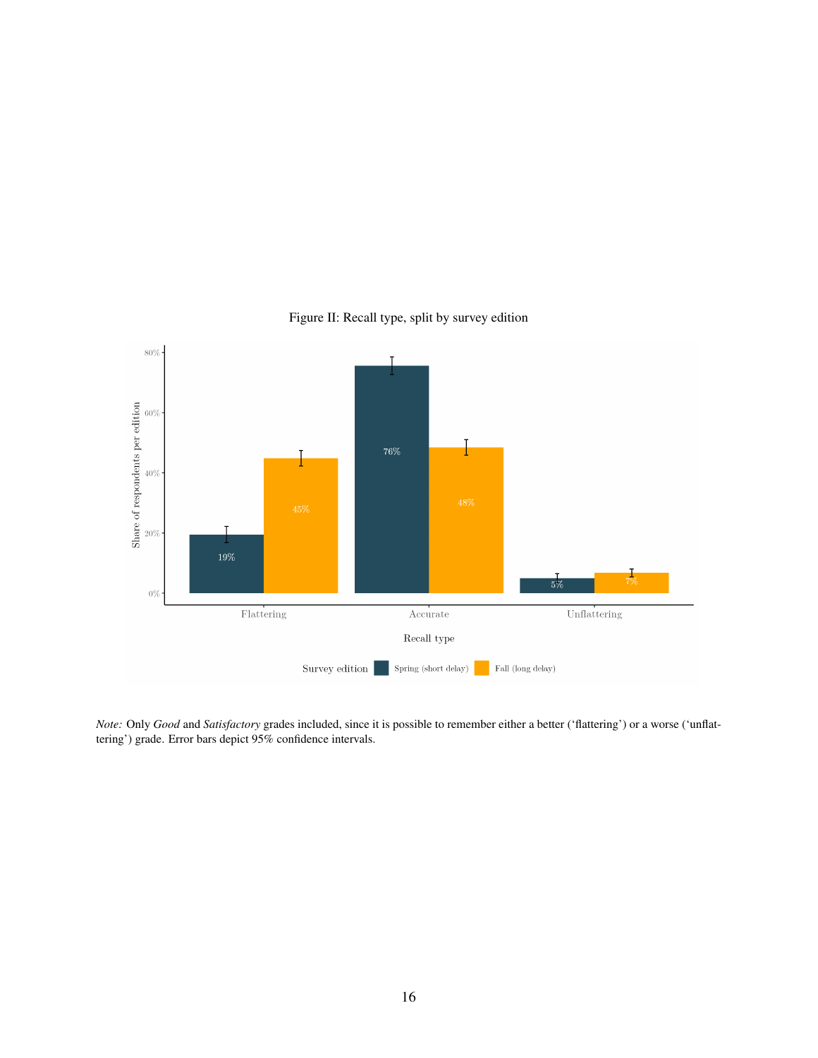Figure II: Recall type, split by survey edition

*Note:* Only *Good* and *Satisfactory* grades included, since it is possible to remember either a better ('flattering') or a worse ('unflattering') grade. Error bars depict 95% confidence intervals.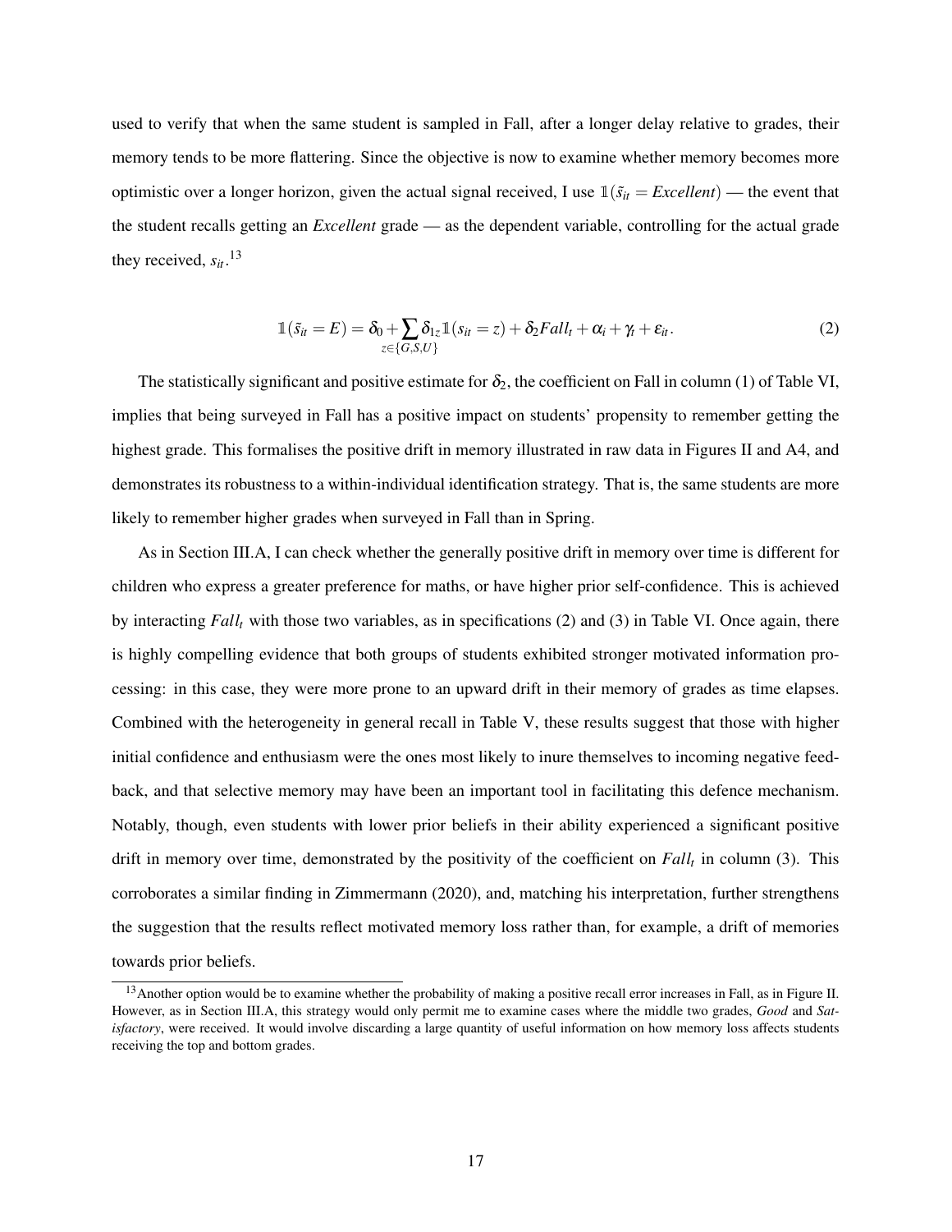used to verify that when the same student is sampled in Fall, after a longer delay relative to grades, their memory tends to be more flattering. Since the objective is now to examine whether memory becomes more optimistic over a longer horizon, given the actual signal received, I use $\mathbb{1}(\tilde{s}_{it} = \textit{Excellent})$ — the event that the student recalls getting an *Excellent* grade — as the dependent variable, controlling for the actual grade they received, $s_{it}$.[13]

$$\mathbb{1}(\tilde{s}_{it} = E) = \delta_0 + \sum_{z \in \{G,S,U\}} \delta_{1z} \mathbb{1}(s_{it} = z) + \delta_2 Fall_t + \alpha_i + \gamma_t + \varepsilon_{it}. \tag{2}$$

The statistically significant and positive estimate for $\delta_2$, the coefficient on Fall in column (1) of Table VI, implies that being surveyed in Fall has a positive impact on students' propensity to remember getting the highest grade. This formalises the positive drift in memory illustrated in raw data in Figures II and A4, and demonstrates its robustness to a within-individual identification strategy. That is, the same students are more likely to remember higher grades when surveyed in Fall than in Spring.

As in Section III.A, I can check whether the generally positive drift in memory over time is different for children who express a greater preference for maths, or have higher prior self-confidence. This is achieved by interacting $Fall_t$ with those two variables, as in specifications (2) and (3) in Table VI. Once again, there is highly compelling evidence that both groups of students exhibited stronger motivated information processing: in this case, they were more prone to an upward drift in their memory of grades as time elapses. Combined with the heterogeneity in general recall in Table V, these results suggest that those with higher initial confidence and enthusiasm were the ones most likely to inure themselves to incoming negative feedback, and that selective memory may have been an important tool in facilitating this defence mechanism. Notably, though, even students with lower prior beliefs in their ability experienced a significant positive drift in memory over time, demonstrated by the positivity of the coefficient on $Fall_t$ in column (3). This corroborates a similar finding in Zimmermann (2020), and, matching his interpretation, further strengthens the suggestion that the results reflect motivated memory loss rather than, for example, a drift of memories towards prior beliefs.

[13] Another option would be to examine whether the probability of making a positive recall error increases in Fall, as in Figure II. However, as in Section III.A, this strategy would only permit me to examine cases where the middle two grades, *Good* and *Satisfactory*, were received. It would involve discarding a large quantity of useful information on how memory loss affects students receiving the top and bottom grades.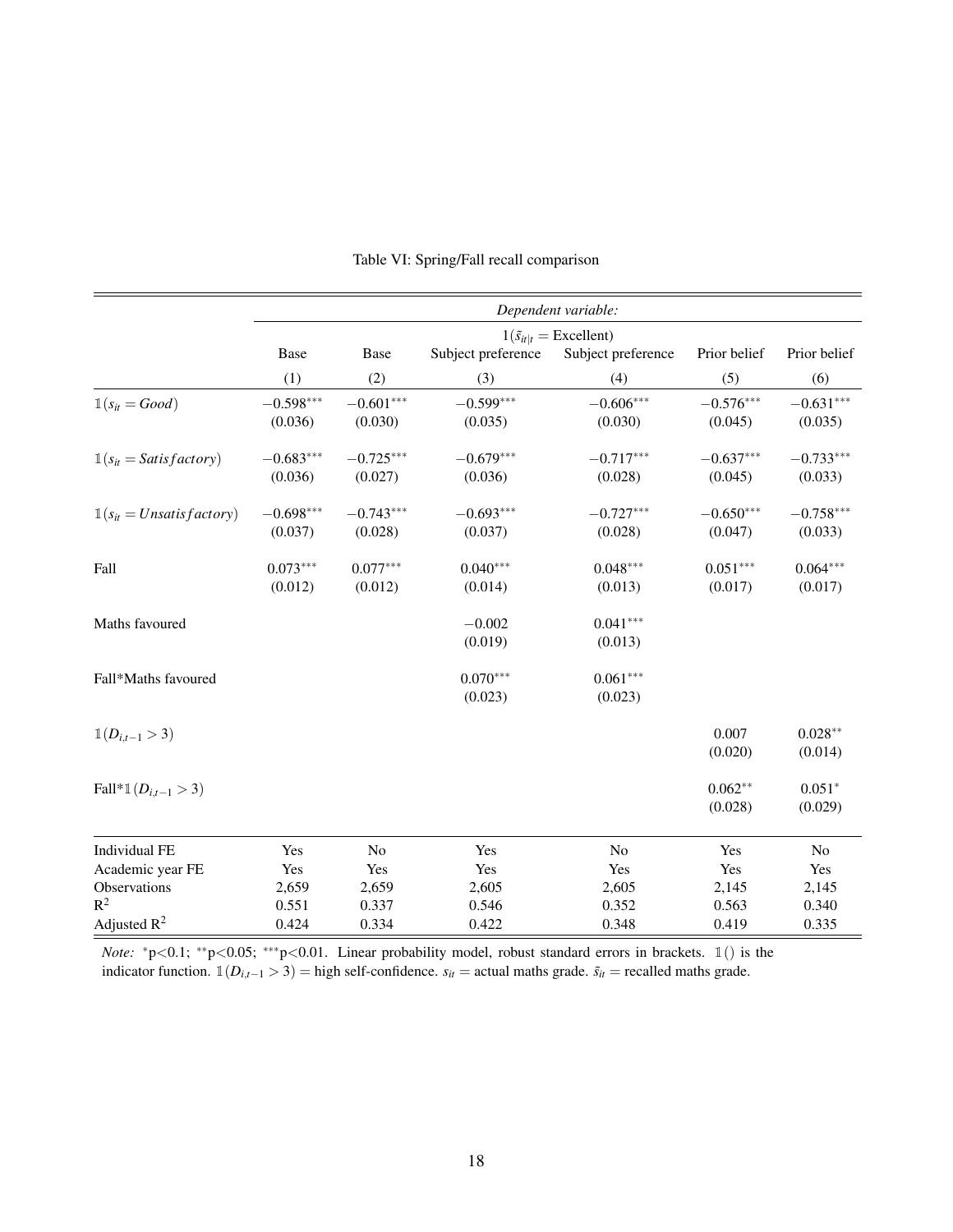Table VI: Spring/Fall recall comparison

| | *Dependent variable:* | | | | | |
|---|---|---|---|---|---|---|
| | $1(\tilde{s}_{it\|t} = \text{Excellent})$ | | | | | |
| | Base | Base | Subject preference | Subject preference | Prior belief | Prior belief |
| | (1) | (2) | (3) | (4) | (5) | (6) |
| $\mathbb{1}(s_{it} = Good)$ | $-0.598^{***}$ | $-0.601^{***}$ | $-0.599^{***}$ | $-0.606^{***}$ | $-0.576^{***}$ | $-0.631^{***}$ |
| | (0.036) | (0.030) | (0.035) | (0.030) | (0.045) | (0.035) |
| $\mathbb{1}(s_{it} = Satisfactory)$ | $-0.683^{***}$ | $-0.725^{***}$ | $-0.679^{***}$ | $-0.717^{***}$ | $-0.637^{***}$ | $-0.733^{***}$ |
| | (0.036) | (0.027) | (0.036) | (0.028) | (0.045) | (0.033) |
| $\mathbb{1}(s_{it} = Unsatisfactory)$ | $-0.698^{***}$ | $-0.743^{***}$ | $-0.693^{***}$ | $-0.727^{***}$ | $-0.650^{***}$ | $-0.758^{***}$ |
| | (0.037) | (0.028) | (0.037) | (0.028) | (0.047) | (0.033) |
| Fall | $0.073^{***}$ | $0.077^{***}$ | $0.040^{***}$ | $0.048^{***}$ | $0.051^{***}$ | $0.064^{***}$ |
| | (0.012) | (0.012) | (0.014) | (0.013) | (0.017) | (0.017) |
| Maths favoured | | | $-0.002$ | $0.041^{***}$ | | |
| | | | (0.019) | (0.013) | | |
| Fall*Maths favoured | | | $0.070^{***}$ | $0.061^{***}$ | | |
| | | | (0.023) | (0.023) | | |
| $\mathbb{1}(D_{i,t-1} > 3)$ | | | | | 0.007 | $0.028^{**}$ |
| | | | | | (0.020) | (0.014) |
| Fall*$\mathbb{1}(D_{i,t-1} > 3)$ | | | | | $0.062^{**}$ | $0.051^{*}$ |
| | | | | | (0.028) | (0.029) |
| Individual FE | Yes | No | Yes | No | Yes | No |
| Academic year FE | Yes | Yes | Yes | Yes | Yes | Yes |
| Observations | 2,659 | 2,659 | 2,605 | 2,605 | 2,145 | 2,145 |
| $R^2$ | 0.551 | 0.337 | 0.546 | 0.352 | 0.563 | 0.340 |
| Adjusted $R^2$ | 0.424 | 0.334 | 0.422 | 0.348 | 0.419 | 0.335 |

*Note:* $^{*}$p<0.1; $^{**}$p<0.05; $^{***}$p<0.01. Linear probability model, robust standard errors in brackets. $\mathbb{1}()$ is the indicator function. $\mathbb{1}(D_{i,t-1} > 3)$ = high self-confidence. $s_{it}$ = actual maths grade. $\tilde{s}_{it}$ = recalled maths grade.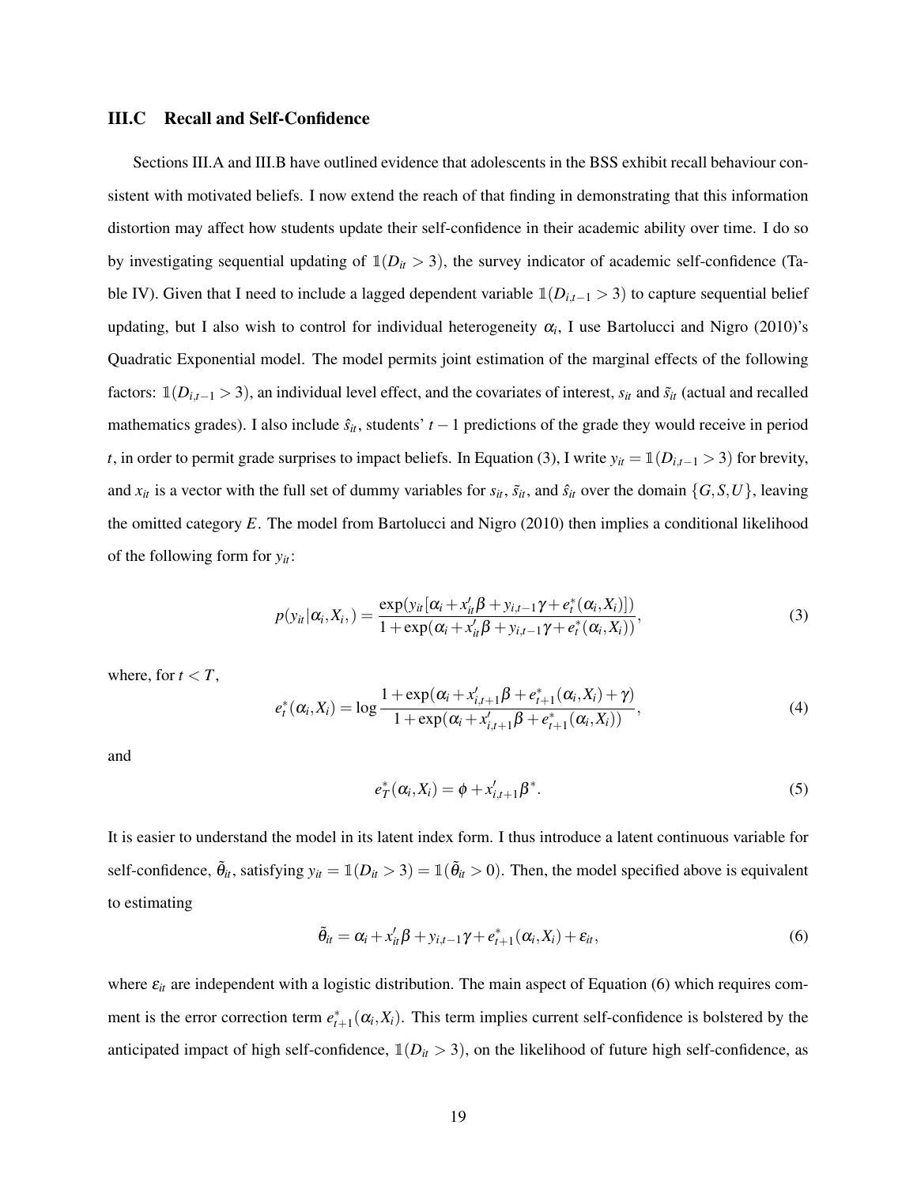### III.C Recall and Self-Confidence

Sections III.A and III.B have outlined evidence that adolescents in the BSS exhibit recall behaviour consistent with motivated beliefs. I now extend the reach of that finding in demonstrating that this information distortion may affect how students update their self-confidence in their academic ability over time. I do so by investigating sequential updating of $\mathbb{1}(D_{it} > 3)$, the survey indicator of academic self-confidence (Table IV). Given that I need to include a lagged dependent variable $\mathbb{1}(D_{i,t-1} > 3)$ to capture sequential belief updating, but I also wish to control for individual heterogeneity $\alpha_i$, I use Bartolucci and Nigro (2010)'s Quadratic Exponential model. The model permits joint estimation of the marginal effects of the following factors: $\mathbb{1}(D_{i,t-1} > 3)$, an individual level effect, and the covariates of interest, $s_{it}$ and $\tilde{s}_{it}$ (actual and recalled mathematics grades). I also include $\hat{s}_{it}$, students' $t-1$ predictions of the grade they would receive in period $t$, in order to permit grade surprises to impact beliefs. In Equation (3), I write $y_{it} = \mathbb{1}(D_{i,t-1} > 3)$ for brevity, and $x_{it}$ is a vector with the full set of dummy variables for $s_{it}$, $\tilde{s}_{it}$, and $\hat{s}_{it}$ over the domain $\{G, S, U\}$, leaving the omitted category $E$. The model from Bartolucci and Nigro (2010) then implies a conditional likelihood of the following form for $y_{it}$:

$$p(y_{it}|\alpha_i, X_i,) = \frac{\exp(y_{it}[\alpha_i + x_{it}'\beta + y_{i,t-1}\gamma + e_t^*(\alpha_i, X_i)])}{1 + \exp(\alpha_i + x_{it}'\beta + y_{i,t-1}\gamma + e_t^*(\alpha_i, X_i))}, \tag{3}$$

where, for $t < T$,

$$e_t^*(\alpha_i, X_i) = \log \frac{1 + \exp(\alpha_i + x_{i,t+1}'\beta + e_{t+1}^*(\alpha_i, X_i) + \gamma)}{1 + \exp(\alpha_i + x_{i,t+1}'\beta + e_{t+1}^*(\alpha_i, X_i))}, \tag{4}$$

and

$$e_T^*(\alpha_i, X_i) = \phi + x_{i,t+1}'\beta^*. \tag{5}$$

It is easier to understand the model in its latent index form. I thus introduce a latent continuous variable for self-confidence, $\tilde{\theta}_{it}$, satisfying $y_{it} = \mathbb{1}(D_{it} > 3) = \mathbb{1}(\tilde{\theta}_{it} > 0)$. Then, the model specified above is equivalent to estimating

$$\tilde{\theta}_{it} = \alpha_i + x_{it}'\beta + y_{i,t-1}\gamma + e_{t+1}^*(\alpha_i, X_i) + \varepsilon_{it}, \tag{6}$$

where $\varepsilon_{it}$ are independent with a logistic distribution. The main aspect of Equation (6) which requires comment is the error correction term $e_{t+1}^*(\alpha_i, X_i)$. This term implies current self-confidence is bolstered by the anticipated impact of high self-confidence, $\mathbb{1}(D_{it} > 3)$, on the likelihood of future high self-confidence, as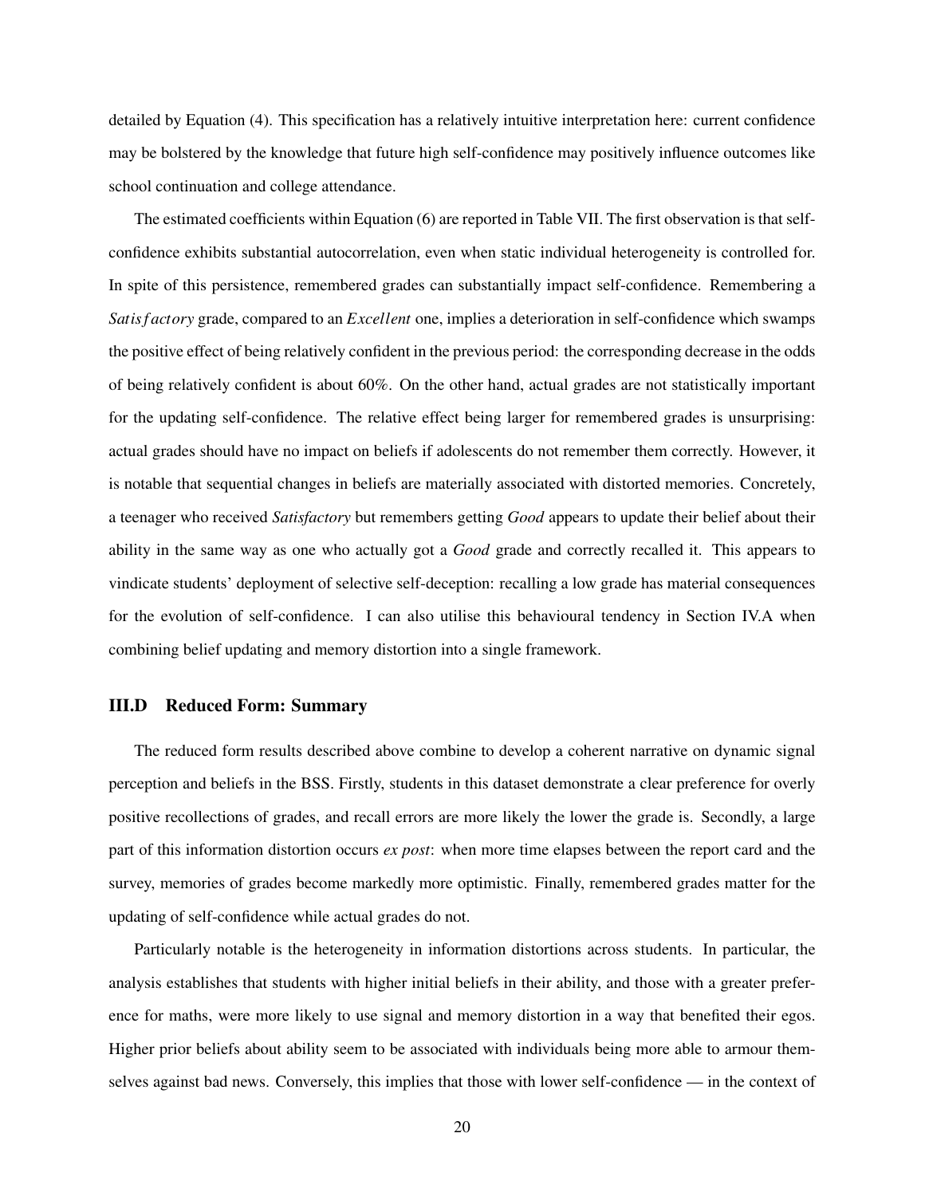detailed by Equation (4). This specification has a relatively intuitive interpretation here: current confidence may be bolstered by the knowledge that future high self-confidence may positively influence outcomes like school continuation and college attendance.

The estimated coefficients within Equation (6) are reported in Table VII. The first observation is that self-confidence exhibits substantial autocorrelation, even when static individual heterogeneity is controlled for. In spite of this persistence, remembered grades can substantially impact self-confidence. Remembering a *Satisfactory* grade, compared to an *Excellent* one, implies a deterioration in self-confidence which swamps the positive effect of being relatively confident in the previous period: the corresponding decrease in the odds of being relatively confident is about 60%. On the other hand, actual grades are not statistically important for the updating self-confidence. The relative effect being larger for remembered grades is unsurprising: actual grades should have no impact on beliefs if adolescents do not remember them correctly. However, it is notable that sequential changes in beliefs are materially associated with distorted memories. Concretely, a teenager who received *Satisfactory* but remembers getting *Good* appears to update their belief about their ability in the same way as one who actually got a *Good* grade and correctly recalled it. This appears to vindicate students' deployment of selective self-deception: recalling a low grade has material consequences for the evolution of self-confidence. I can also utilise this behavioural tendency in Section IV.A when combining belief updating and memory distortion into a single framework.

### III.D Reduced Form: Summary

The reduced form results described above combine to develop a coherent narrative on dynamic signal perception and beliefs in the BSS. Firstly, students in this dataset demonstrate a clear preference for overly positive recollections of grades, and recall errors are more likely the lower the grade is. Secondly, a large part of this information distortion occurs *ex post*: when more time elapses between the report card and the survey, memories of grades become markedly more optimistic. Finally, remembered grades matter for the updating of self-confidence while actual grades do not.

Particularly notable is the heterogeneity in information distortions across students. In particular, the analysis establishes that students with higher initial beliefs in their ability, and those with a greater preference for maths, were more likely to use signal and memory distortion in a way that benefited their egos. Higher prior beliefs about ability seem to be associated with individuals being more able to armour themselves against bad news. Conversely, this implies that those with lower self-confidence — in the context of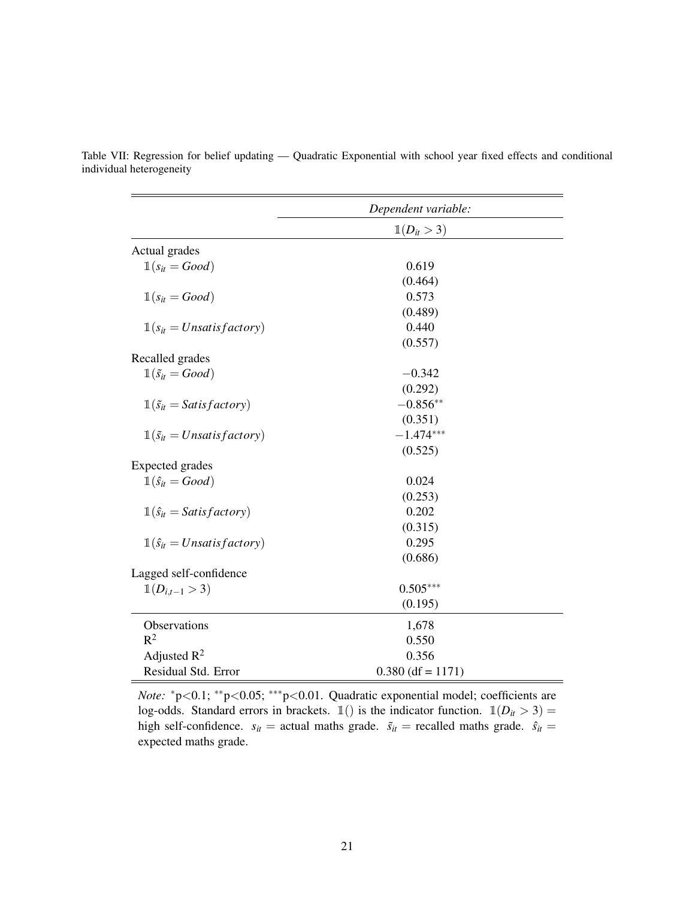Table VII: Regression for belief updating — Quadratic Exponential with school year fixed effects and conditional individual heterogeneity

| | *Dependent variable:* |
|---|---|
| | $\mathbb{1}(D_{it} > 3)$ |
| Actual grades | |
| $\mathbb{1}(s_{it} = Good)$ | 0.619 |
| | (0.464) |
| $\mathbb{1}(s_{it} = Good)$ | 0.573 |
| | (0.489) |
| $\mathbb{1}(s_{it} = Unsatisfactory)$ | 0.440 |
| | (0.557) |
| Recalled grades | |
| $\mathbb{1}(\tilde{s}_{it} = Good)$ | $-0.342$ |
| | (0.292) |
| $\mathbb{1}(\tilde{s}_{it} = Satisfactory)$ | $-0.856^{**}$ |
| | (0.351) |
| $\mathbb{1}(\tilde{s}_{it} = Unsatisfactory)$ | $-1.474^{***}$ |
| | (0.525) |
| Expected grades | |
| $\mathbb{1}(\hat{s}_{it} = Good)$ | 0.024 |
| | (0.253) |
| $\mathbb{1}(\hat{s}_{it} = Satisfactory)$ | 0.202 |
| | (0.315) |
| $\mathbb{1}(\hat{s}_{it} = Unsatisfactory)$ | 0.295 |
| | (0.686) |
| Lagged self-confidence | |
| $\mathbb{1}(D_{i,t-1} > 3)$ | $0.505^{***}$ |
| | (0.195) |
| Observations | 1,678 |
| $R^2$ | 0.550 |
| Adjusted $R^2$ | 0.356 |
| Residual Std. Error | 0.380 (df = 1171) |

*Note:* $^{*}$p<0.1; $^{**}$p<0.05; $^{***}$p<0.01. Quadratic exponential model; coefficients are log-odds. Standard errors in brackets. $\mathbb{1}()$ is the indicator function. $\mathbb{1}(D_{it} > 3)$ = high self-confidence. $s_{it}$ = actual maths grade. $\tilde{s}_{it}$ = recalled maths grade. $\hat{s}_{it}$ = expected maths grade.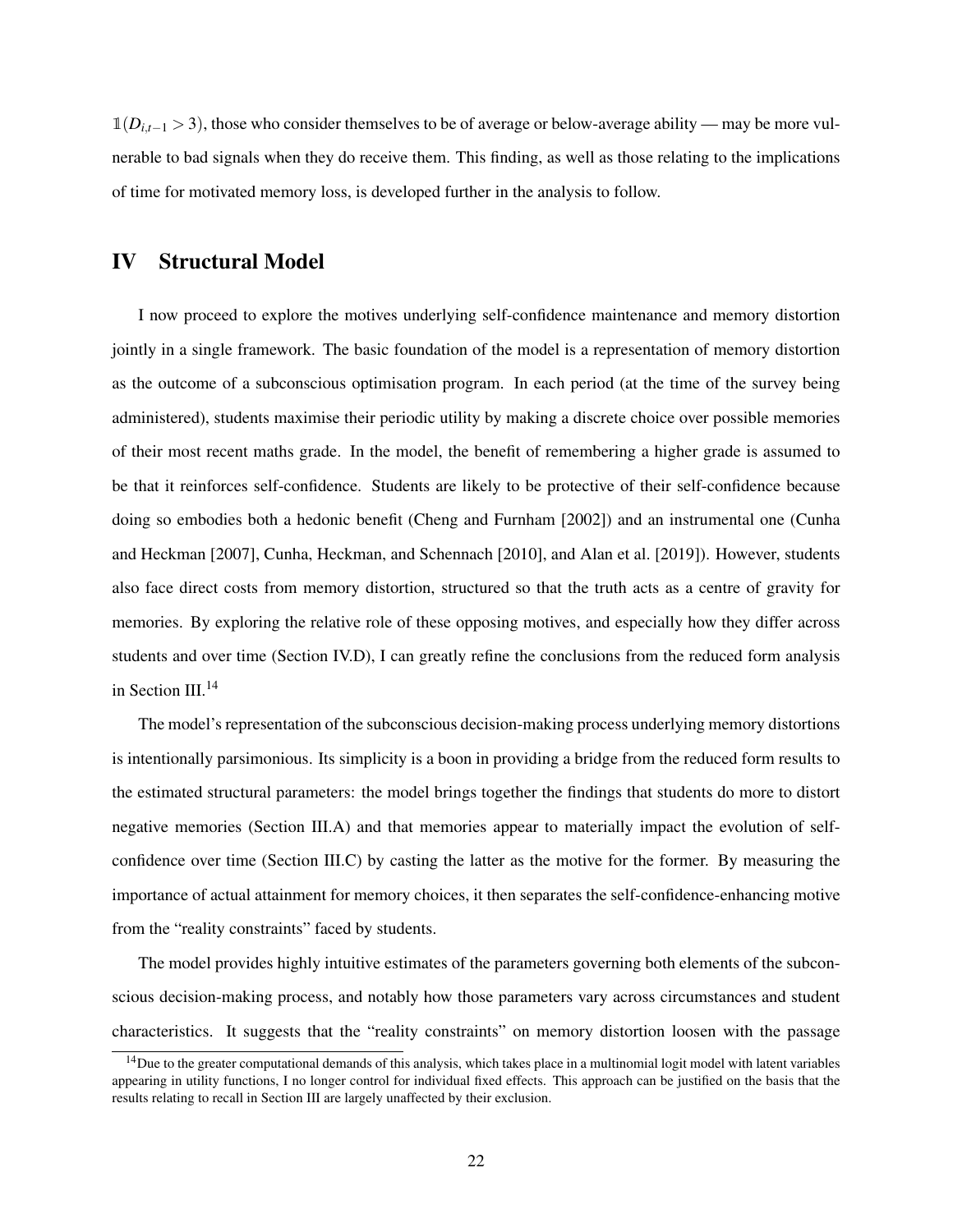$\mathbb{1}(D_{i,t-1} > 3)$, those who consider themselves to be of average or below-average ability — may be more vulnerable to bad signals when they do receive them. This finding, as well as those relating to the implications of time for motivated memory loss, is developed further in the analysis to follow.

## IV Structural Model

I now proceed to explore the motives underlying self-confidence maintenance and memory distortion jointly in a single framework. The basic foundation of the model is a representation of memory distortion as the outcome of a subconscious optimisation program. In each period (at the time of the survey being administered), students maximise their periodic utility by making a discrete choice over possible memories of their most recent maths grade. In the model, the benefit of remembering a higher grade is assumed to be that it reinforces self-confidence. Students are likely to be protective of their self-confidence because doing so embodies both a hedonic benefit (Cheng and Furnham [2002]) and an instrumental one (Cunha and Heckman [2007], Cunha, Heckman, and Schennach [2010], and Alan et al. [2019]). However, students also face direct costs from memory distortion, structured so that the truth acts as a centre of gravity for memories. By exploring the relative role of these opposing motives, and especially how they differ across students and over time (Section IV.D), I can greatly refine the conclusions from the reduced form analysis in Section III.[14]

The model's representation of the subconscious decision-making process underlying memory distortions is intentionally parsimonious. Its simplicity is a boon in providing a bridge from the reduced form results to the estimated structural parameters: the model brings together the findings that students do more to distort negative memories (Section III.A) and that memories appear to materially impact the evolution of self-confidence over time (Section III.C) by casting the latter as the motive for the former. By measuring the importance of actual attainment for memory choices, it then separates the self-confidence-enhancing motive from the "reality constraints" faced by students.

The model provides highly intuitive estimates of the parameters governing both elements of the subconscious decision-making process, and notably how those parameters vary across circumstances and student characteristics. It suggests that the "reality constraints" on memory distortion loosen with the passage

[14] Due to the greater computational demands of this analysis, which takes place in a multinomial logit model with latent variables appearing in utility functions, I no longer control for individual fixed effects. This approach can be justified on the basis that the results relating to recall in Section III are largely unaffected by their exclusion.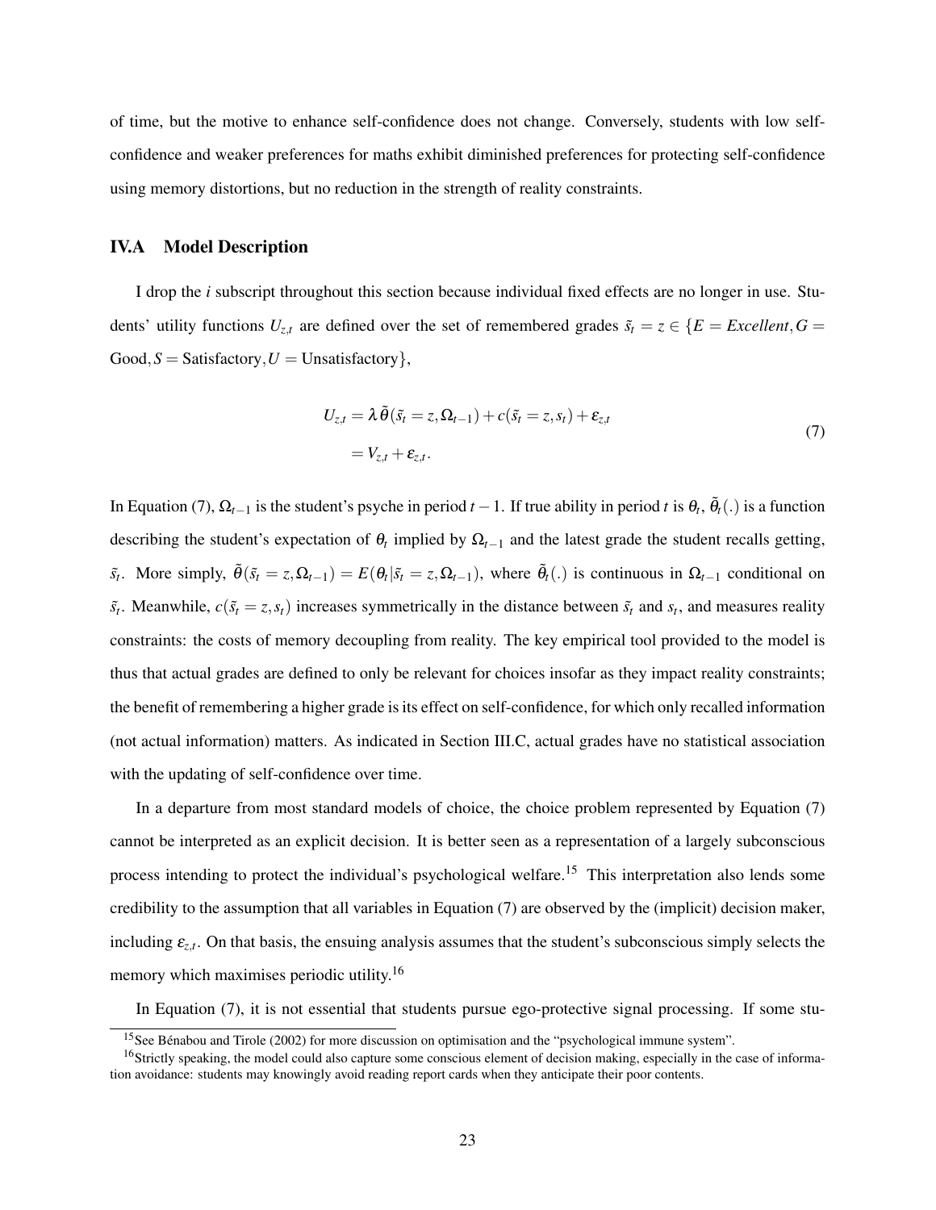of time, but the motive to enhance self-confidence does not change. Conversely, students with low self-confidence and weaker preferences for maths exhibit diminished preferences for protecting self-confidence using memory distortions, but no reduction in the strength of reality constraints.

### IV.A Model Description

I drop the $i$ subscript throughout this section because individual fixed effects are no longer in use. Students' utility functions $U_{z,t}$ are defined over the set of remembered grades $\tilde{s}_t = z \in \{E = \textit{Excellent}, G = \text{Good}, S = \text{Satisfactory}, U = \text{Unsatisfactory}\}$,

$$
\begin{aligned}
U_{z,t} &= \lambda \tilde{\theta}(\tilde{s}_t = z, \Omega_{t-1}) + c(\tilde{s}_t = z, s_t) + \varepsilon_{z,t} \\
&= V_{z,t} + \varepsilon_{z,t}.
\end{aligned}
\tag{7}
$$

In Equation (7), $\Omega_{t-1}$ is the student's psyche in period $t-1$. If true ability in period $t$ is $\theta_t$, $\tilde{\theta}_t(.)$ is a function describing the student's expectation of $\theta_t$ implied by $\Omega_{t-1}$ and the latest grade the student recalls getting, $\tilde{s}_t$. More simply, $\tilde{\theta}(\tilde{s}_t = z, \Omega_{t-1}) = E(\theta_t | \tilde{s}_t = z, \Omega_{t-1})$, where $\tilde{\theta}_t(.)$ is continuous in $\Omega_{t-1}$ conditional on $\tilde{s}_t$. Meanwhile, $c(\tilde{s}_t = z, s_t)$ increases symmetrically in the distance between $\tilde{s}_t$ and $s_t$, and measures reality constraints: the costs of memory decoupling from reality. The key empirical tool provided to the model is thus that actual grades are defined to only be relevant for choices insofar as they impact reality constraints; the benefit of remembering a higher grade is its effect on self-confidence, for which only recalled information (not actual information) matters. As indicated in Section III.C, actual grades have no statistical association with the updating of self-confidence over time.

In a departure from most standard models of choice, the choice problem represented by Equation (7) cannot be interpreted as an explicit decision. It is better seen as a representation of a largely subconscious process intending to protect the individual's psychological welfare.[15] This interpretation also lends some credibility to the assumption that all variables in Equation (7) are observed by the (implicit) decision maker, including $\varepsilon_{z,t}$. On that basis, the ensuing analysis assumes that the student's subconscious simply selects the memory which maximises periodic utility.[16]

In Equation (7), it is not essential that students pursue ego-protective signal processing. If some stu-

[15] See Bénabou and Tirole (2002) for more discussion on optimisation and the "psychological immune system".

[16] Strictly speaking, the model could also capture some conscious element of decision making, especially in the case of information avoidance: students may knowingly avoid reading report cards when they anticipate their poor contents.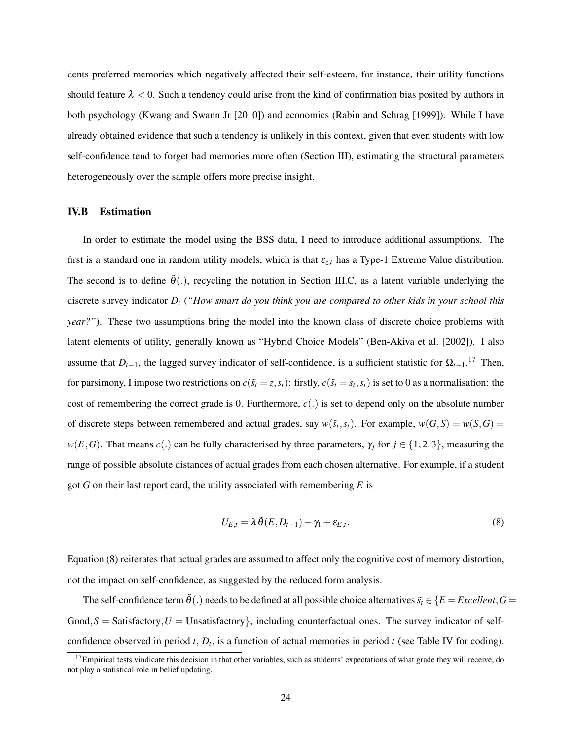dents preferred memories which negatively affected their self-esteem, for instance, their utility functions should feature $\lambda < 0$. Such a tendency could arise from the kind of confirmation bias posited by authors in both psychology (Kwang and Swann Jr [2010]) and economics (Rabin and Schrag [1999]). While I have already obtained evidence that such a tendency is unlikely in this context, given that even students with low self-confidence tend to forget bad memories more often (Section III), estimating the structural parameters heterogeneously over the sample offers more precise insight.

### IV.B Estimation

In order to estimate the model using the BSS data, I need to introduce additional assumptions. The first is a standard one in random utility models, which is that $\varepsilon_{z,t}$ has a Type-1 Extreme Value distribution. The second is to define $\tilde{\theta}(.)$, recycling the notation in Section III.C, as a latent variable underlying the discrete survey indicator $D_t$ (*"How smart do you think you are compared to other kids in your school this year?"*). These two assumptions bring the model into the known class of discrete choice problems with latent elements of utility, generally known as "Hybrid Choice Models" (Ben-Akiva et al. [2002]). I also assume that $D_{t-1}$, the lagged survey indicator of self-confidence, is a sufficient statistic for $\Omega_{t-1}$.[17] Then, for parsimony, I impose two restrictions on $c(\tilde{s}_t = z, s_t)$: firstly, $c(\tilde{s}_t = s_t, s_t)$ is set to 0 as a normalisation: the cost of remembering the correct grade is 0. Furthermore, $c(.)$ is set to depend only on the absolute number of discrete steps between remembered and actual grades, say $w(\tilde{s}_t, s_t)$. For example, $w(G,S) = w(S,G) = w(E,G)$. That means $c(.)$ can be fully characterised by three parameters, $\gamma_j$ for $j \in \{1,2,3\}$, measuring the range of possible absolute distances of actual grades from each chosen alternative. For example, if a student got $G$ on their last report card, the utility associated with remembering $E$ is

$$U_{E,t} = \lambda \tilde{\theta}(E, D_{t-1}) + \gamma_1 + \varepsilon_{E,t}. \tag{8}$$

Equation (8) reiterates that actual grades are assumed to affect only the cognitive cost of memory distortion, not the impact on self-confidence, as suggested by the reduced form analysis.

The self-confidence term $\tilde{\theta}(.)$ needs to be defined at all possible choice alternatives $\tilde{s}_t \in \{E = \textit{Excellent}, G = \text{Good}, S = \text{Satisfactory}, U = \text{Unsatisfactory}\}$, including counterfactual ones. The survey indicator of self-confidence observed in period $t$, $D_t$, is a function of actual memories in period $t$ (see Table IV for coding).

[17] Empirical tests vindicate this decision in that other variables, such as students' expectations of what grade they will receive, do not play a statistical role in belief updating.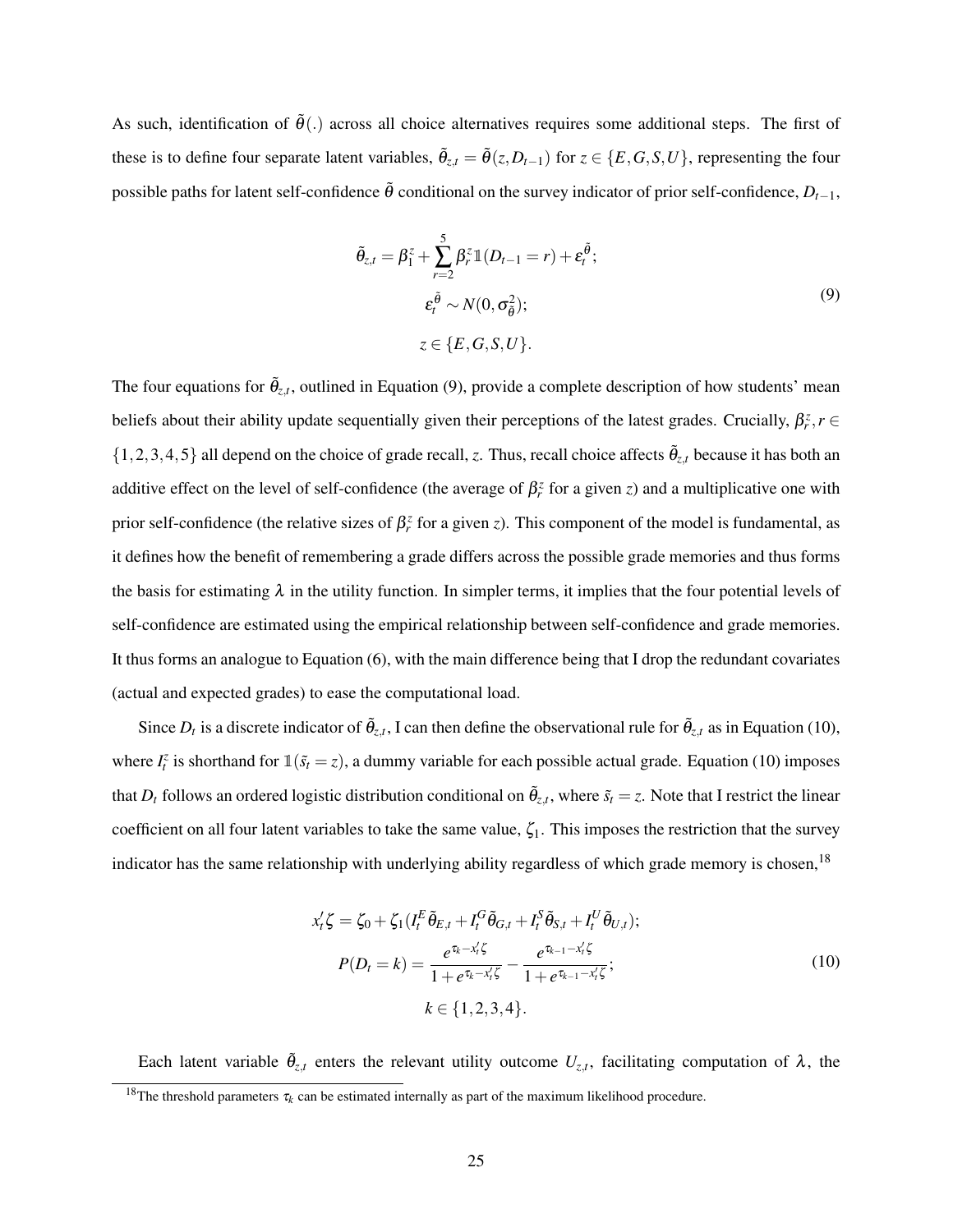As such, identification of $\tilde{\theta}(.)$ across all choice alternatives requires some additional steps. The first of these is to define four separate latent variables, $\tilde{\theta}_{z,t} = \tilde{\theta}(z, D_{t-1})$ for $z \in \{E, G, S, U\}$, representing the four possible paths for latent self-confidence $\tilde{\theta}$ conditional on the survey indicator of prior self-confidence, $D_{t-1}$,

$$
\begin{gathered}
\tilde{\theta}_{z,t} = \beta_1^z + \sum_{r=2}^{5} \beta_r^z \mathbb{1}(D_{t-1} = r) + \varepsilon_t^{\tilde{\theta}}; \\
\varepsilon_t^{\tilde{\theta}} \sim N(0, \sigma_{\tilde{\theta}}^2); \\
z \in \{E, G, S, U\}.
\end{gathered}
\tag{9}
$$

The four equations for $\tilde{\theta}_{z,t}$, outlined in Equation (9), provide a complete description of how students' mean beliefs about their ability update sequentially given their perceptions of the latest grades. Crucially, $\beta_r^z, r \in \{1, 2, 3, 4, 5\}$ all depend on the choice of grade recall, $z$. Thus, recall choice affects $\tilde{\theta}_{z,t}$ because it has both an additive effect on the level of self-confidence (the average of $\beta_r^z$ for a given $z$) and a multiplicative one with prior self-confidence (the relative sizes of $\beta_r^z$ for a given $z$). This component of the model is fundamental, as it defines how the benefit of remembering a grade differs across the possible grade memories and thus forms the basis for estimating $\lambda$ in the utility function. In simpler terms, it implies that the four potential levels of self-confidence are estimated using the empirical relationship between self-confidence and grade memories. It thus forms an analogue to Equation (6), with the main difference being that I drop the redundant covariates (actual and expected grades) to ease the computational load.

Since $D_t$ is a discrete indicator of $\tilde{\theta}_{z,t}$, I can then define the observational rule for $\tilde{\theta}_{z,t}$ as in Equation (10), where $I_t^z$ is shorthand for $\mathbb{1}(\tilde{s}_t = z)$, a dummy variable for each possible actual grade. Equation (10) imposes that $D_t$ follows an ordered logistic distribution conditional on $\tilde{\theta}_{z,t}$, where $\tilde{s}_t = z$. Note that I restrict the linear coefficient on all four latent variables to take the same value, $\zeta_1$. This imposes the restriction that the survey indicator has the same relationship with underlying ability regardless of which grade memory is chosen,[18]

$$
\begin{gathered}
x_t'\zeta = \zeta_0 + \zeta_1 (I_t^E \tilde{\theta}_{E,t} + I_t^G \tilde{\theta}_{G,t} + I_t^S \tilde{\theta}_{S,t} + I_t^U \tilde{\theta}_{U,t}); \\
P(D_t = k) = \frac{e^{\tau_k - x_t'\zeta}}{1 + e^{\tau_k - x_t'\zeta}} - \frac{e^{\tau_{k-1} - x_t'\zeta}}{1 + e^{\tau_{k-1} - x_t'\zeta}}; \\
k \in \{1, 2, 3, 4\}.
\end{gathered}
\tag{10}
$$

Each latent variable $\tilde{\theta}_{z,t}$ enters the relevant utility outcome $U_{z,t}$, facilitating computation of $\lambda$, the

[18] The threshold parameters $\tau_k$ can be estimated internally as part of the maximum likelihood procedure.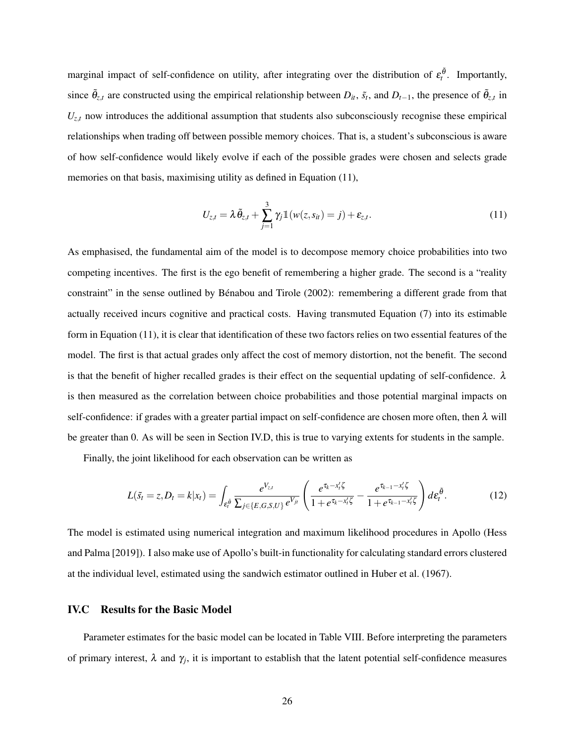marginal impact of self-confidence on utility, after integrating over the distribution of $\varepsilon_t^{\tilde{\theta}}$. Importantly, since $\tilde{\theta}_{z,t}$ are constructed using the empirical relationship between $D_{it}$, $\tilde{s}_t$, and $D_{t-1}$, the presence of $\tilde{\theta}_{z,t}$ in $U_{z,t}$ now introduces the additional assumption that students also subconsciously recognise these empirical relationships when trading off between possible memory choices. That is, a student's subconscious is aware of how self-confidence would likely evolve if each of the possible grades were chosen and selects grade memories on that basis, maximising utility as defined in Equation (11),

$$U_{z,t} = \lambda \tilde{\theta}_{z,t} + \sum_{j=1}^{3} \gamma_j \mathbb{1}(w(z, s_{it}) = j) + \varepsilon_{z,t}. \tag{11}$$

As emphasised, the fundamental aim of the model is to decompose memory choice probabilities into two competing incentives. The first is the ego benefit of remembering a higher grade. The second is a "reality constraint" in the sense outlined by Bénabou and Tirole (2002): remembering a different grade from that actually received incurs cognitive and practical costs. Having transmuted Equation (7) into its estimable form in Equation (11), it is clear that identification of these two factors relies on two essential features of the model. The first is that actual grades only affect the cost of memory distortion, not the benefit. The second is that the benefit of higher recalled grades is their effect on the sequential updating of self-confidence. $\lambda$ is then measured as the correlation between choice probabilities and those potential marginal impacts on self-confidence: if grades with a greater partial impact on self-confidence are chosen more often, then $\lambda$ will be greater than 0. As will be seen in Section IV.D, this is true to varying extents for students in the sample.

Finally, the joint likelihood for each observation can be written as

$$L(\tilde{s}_t = z, D_t = k | x_t) = \int_{\varepsilon_t^{\tilde{\theta}}} \frac{e^{V_{z,t}}}{\sum_{j \in \{E,G,S,U\}} e^{V_{jt}}} \left( \frac{e^{\tau_k - x_t' \zeta}}{1 + e^{\tau_k - x_t' \zeta}} - \frac{e^{\tau_{k-1} - x_t' \zeta}}{1 + e^{\tau_{k-1} - x_t' \zeta}} \right) d\varepsilon_t^{\tilde{\theta}}. \tag{12}$$

The model is estimated using numerical integration and maximum likelihood procedures in Apollo (Hess and Palma [2019]). I also make use of Apollo's built-in functionality for calculating standard errors clustered at the individual level, estimated using the sandwich estimator outlined in Huber et al. (1967).

## IV.C Results for the Basic Model

Parameter estimates for the basic model can be located in Table VIII. Before interpreting the parameters of primary interest, $\lambda$ and $\gamma_j$, it is important to establish that the latent potential self-confidence measures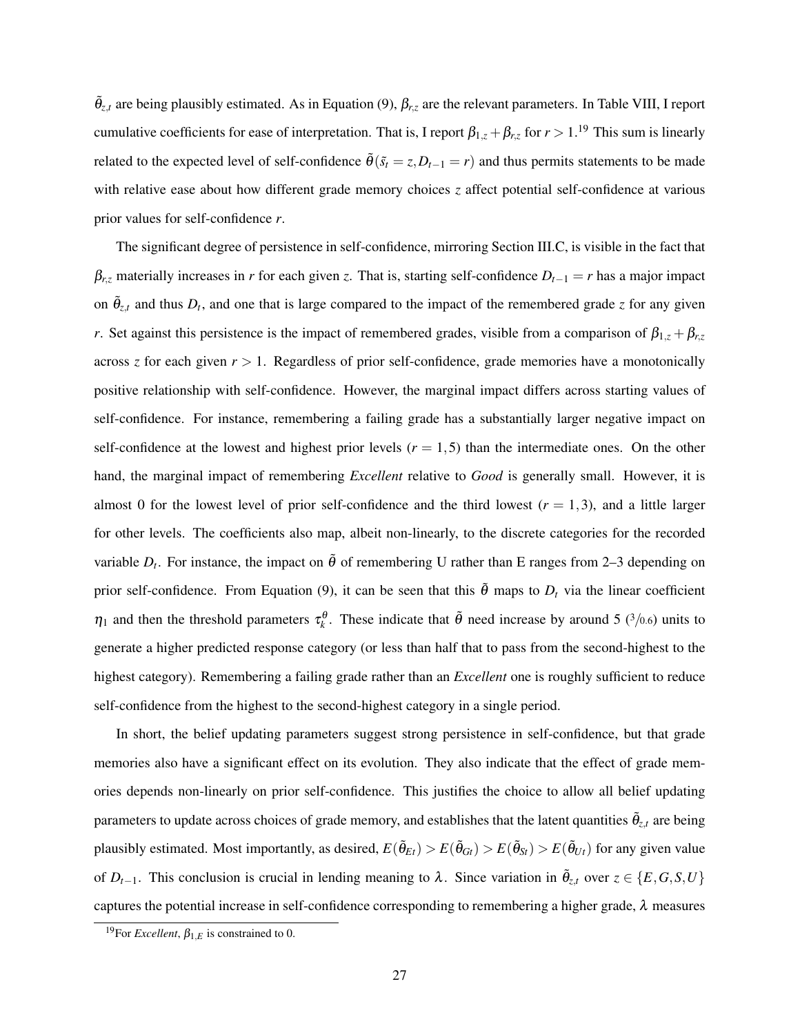$\tilde{\theta}_{z,t}$ are being plausibly estimated. As in Equation (9), $\beta_{r,z}$ are the relevant parameters. In Table VIII, I report cumulative coefficients for ease of interpretation. That is, I report $\beta_{1,z} + \beta_{r,z}$ for $r > 1$.[19] This sum is linearly related to the expected level of self-confidence $\tilde{\theta}(\tilde{s}_t = z, D_{t-1} = r)$ and thus permits statements to be made with relative ease about how different grade memory choices $z$ affect potential self-confidence at various prior values for self-confidence $r$.

The significant degree of persistence in self-confidence, mirroring Section III.C, is visible in the fact that $\beta_{r,z}$ materially increases in $r$ for each given $z$. That is, starting self-confidence $D_{t-1} = r$ has a major impact on $\tilde{\theta}_{z,t}$ and thus $D_t$, and one that is large compared to the impact of the remembered grade $z$ for any given $r$. Set against this persistence is the impact of remembered grades, visible from a comparison of $\beta_{1,z} + \beta_{r,z}$ across $z$ for each given $r > 1$. Regardless of prior self-confidence, grade memories have a monotonically positive relationship with self-confidence. However, the marginal impact differs across starting values of self-confidence. For instance, remembering a failing grade has a substantially larger negative impact on self-confidence at the lowest and highest prior levels ($r = 1, 5$) than the intermediate ones. On the other hand, the marginal impact of remembering *Excellent* relative to *Good* is generally small. However, it is almost 0 for the lowest level of prior self-confidence and the third lowest ($r = 1, 3$), and a little larger for other levels. The coefficients also map, albeit non-linearly, to the discrete categories for the recorded variable $D_t$. For instance, the impact on $\tilde{\theta}$ of remembering U rather than E ranges from 2–3 depending on prior self-confidence. From Equation (9), it can be seen that this $\tilde{\theta}$ maps to $D_t$ via the linear coefficient $\eta_1$ and then the threshold parameters $\tau_k^{\theta}$. These indicate that $\tilde{\theta}$ need increase by around 5 ($3/0.6$) units to generate a higher predicted response category (or less than half that to pass from the second-highest to the highest category). Remembering a failing grade rather than an *Excellent* one is roughly sufficient to reduce self-confidence from the highest to the second-highest category in a single period.

In short, the belief updating parameters suggest strong persistence in self-confidence, but that grade memories also have a significant effect on its evolution. They also indicate that the effect of grade memories depends non-linearly on prior self-confidence. This justifies the choice to allow all belief updating parameters to update across choices of grade memory, and establishes that the latent quantities $\tilde{\theta}_{z,t}$ are being plausibly estimated. Most importantly, as desired, $E(\tilde{\theta}_{Et}) > E(\tilde{\theta}_{Gt}) > E(\tilde{\theta}_{St}) > E(\tilde{\theta}_{Ut})$ for any given value of $D_{t-1}$. This conclusion is crucial in lending meaning to $\lambda$. Since variation in $\tilde{\theta}_{z,t}$ over $z \in \{E, G, S, U\}$ captures the potential increase in self-confidence corresponding to remembering a higher grade, $\lambda$ measures

[19] For *Excellent*, $\beta_{1,E}$ is constrained to 0.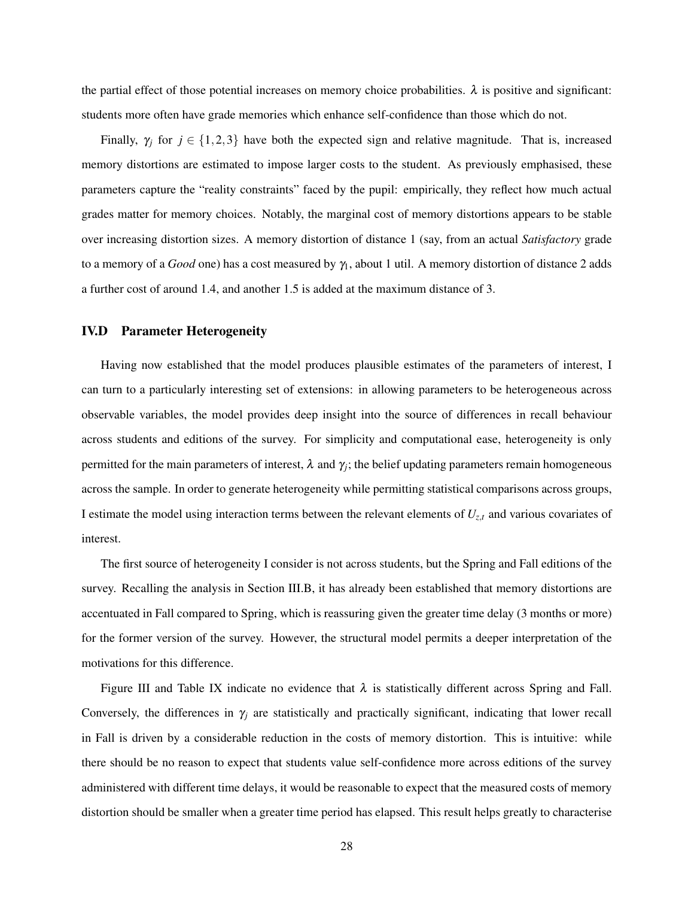the partial effect of those potential increases on memory choice probabilities. $\lambda$ is positive and significant: students more often have grade memories which enhance self-confidence than those which do not.

Finally, $\gamma_j$ for $j \in \{1,2,3\}$ have both the expected sign and relative magnitude. That is, increased memory distortions are estimated to impose larger costs to the student. As previously emphasised, these parameters capture the "reality constraints" faced by the pupil: empirically, they reflect how much actual grades matter for memory choices. Notably, the marginal cost of memory distortions appears to be stable over increasing distortion sizes. A memory distortion of distance 1 (say, from an actual *Satisfactory* grade to a memory of a *Good* one) has a cost measured by $\gamma_1$, about 1 util. A memory distortion of distance 2 adds a further cost of around 1.4, and another 1.5 is added at the maximum distance of 3.

### IV.D Parameter Heterogeneity

Having now established that the model produces plausible estimates of the parameters of interest, I can turn to a particularly interesting set of extensions: in allowing parameters to be heterogeneous across observable variables, the model provides deep insight into the source of differences in recall behaviour across students and editions of the survey. For simplicity and computational ease, heterogeneity is only permitted for the main parameters of interest, $\lambda$ and $\gamma_j$; the belief updating parameters remain homogeneous across the sample. In order to generate heterogeneity while permitting statistical comparisons across groups, I estimate the model using interaction terms between the relevant elements of $U_{z,t}$ and various covariates of interest.

The first source of heterogeneity I consider is not across students, but the Spring and Fall editions of the survey. Recalling the analysis in Section III.B, it has already been established that memory distortions are accentuated in Fall compared to Spring, which is reassuring given the greater time delay (3 months or more) for the former version of the survey. However, the structural model permits a deeper interpretation of the motivations for this difference.

Figure III and Table IX indicate no evidence that $\lambda$ is statistically different across Spring and Fall. Conversely, the differences in $\gamma_j$ are statistically and practically significant, indicating that lower recall in Fall is driven by a considerable reduction in the costs of memory distortion. This is intuitive: while there should be no reason to expect that students value self-confidence more across editions of the survey administered with different time delays, it would be reasonable to expect that the measured costs of memory distortion should be smaller when a greater time period has elapsed. This result helps greatly to characterise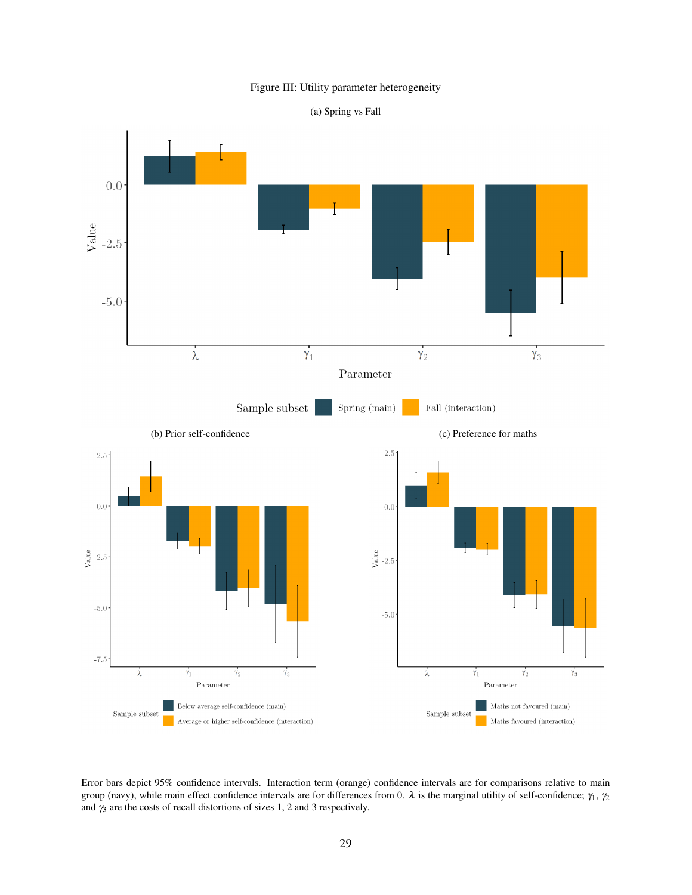Figure III: Utility parameter heterogeneity

(a) Spring vs Fall

(b) Prior self-confidence

(c) Preference for maths

Error bars depict 95% confidence intervals. Interaction term (orange) confidence intervals are for comparisons relative to main group (navy), while main effect confidence intervals are for differences from 0. $\lambda$ is the marginal utility of self-confidence; $\gamma_1$, $\gamma_2$ and $\gamma_3$ are the costs of recall distortions of sizes 1, 2 and 3 respectively.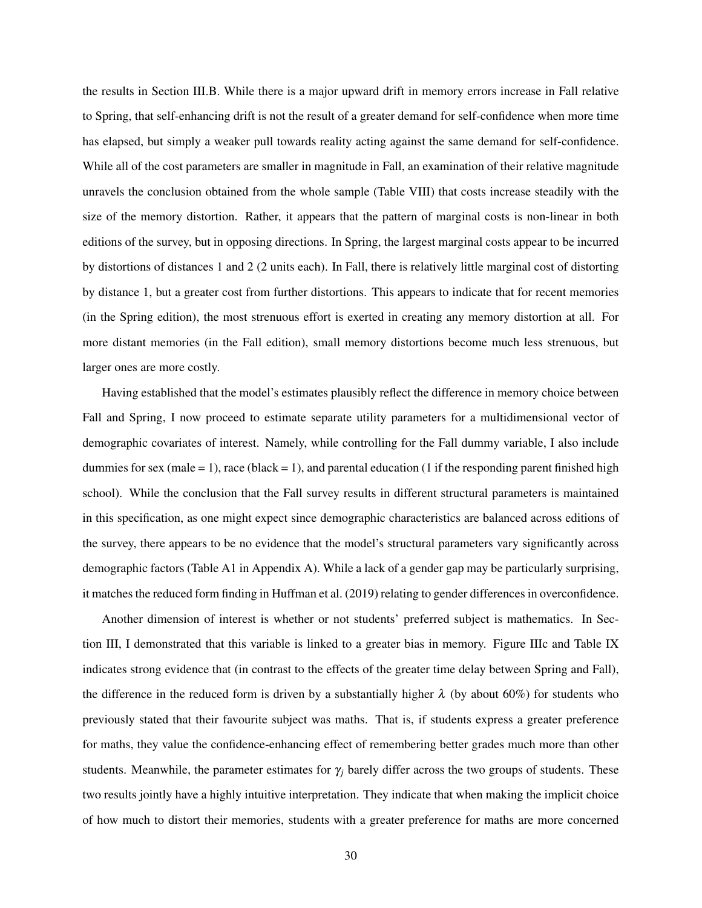the results in Section III.B. While there is a major upward drift in memory errors increase in Fall relative to Spring, that self-enhancing drift is not the result of a greater demand for self-confidence when more time has elapsed, but simply a weaker pull towards reality acting against the same demand for self-confidence. While all of the cost parameters are smaller in magnitude in Fall, an examination of their relative magnitude unravels the conclusion obtained from the whole sample (Table VIII) that costs increase steadily with the size of the memory distortion. Rather, it appears that the pattern of marginal costs is non-linear in both editions of the survey, but in opposing directions. In Spring, the largest marginal costs appear to be incurred by distortions of distances 1 and 2 (2 units each). In Fall, there is relatively little marginal cost of distorting by distance 1, but a greater cost from further distortions. This appears to indicate that for recent memories (in the Spring edition), the most strenuous effort is exerted in creating any memory distortion at all. For more distant memories (in the Fall edition), small memory distortions become much less strenuous, but larger ones are more costly.

Having established that the model's estimates plausibly reflect the difference in memory choice between Fall and Spring, I now proceed to estimate separate utility parameters for a multidimensional vector of demographic covariates of interest. Namely, while controlling for the Fall dummy variable, I also include dummies for sex (male = 1), race (black = 1), and parental education (1 if the responding parent finished high school). While the conclusion that the Fall survey results in different structural parameters is maintained in this specification, as one might expect since demographic characteristics are balanced across editions of the survey, there appears to be no evidence that the model's structural parameters vary significantly across demographic factors (Table A1 in Appendix A). While a lack of a gender gap may be particularly surprising, it matches the reduced form finding in Huffman et al. (2019) relating to gender differences in overconfidence.

Another dimension of interest is whether or not students' preferred subject is mathematics. In Section III, I demonstrated that this variable is linked to a greater bias in memory. Figure IIIc and Table IX indicates strong evidence that (in contrast to the effects of the greater time delay between Spring and Fall), the difference in the reduced form is driven by a substantially higher $\lambda$ (by about 60%) for students who previously stated that their favourite subject was maths. That is, if students express a greater preference for maths, they value the confidence-enhancing effect of remembering better grades much more than other students. Meanwhile, the parameter estimates for $\gamma_j$ barely differ across the two groups of students. These two results jointly have a highly intuitive interpretation. They indicate that when making the implicit choice of how much to distort their memories, students with a greater preference for maths are more concerned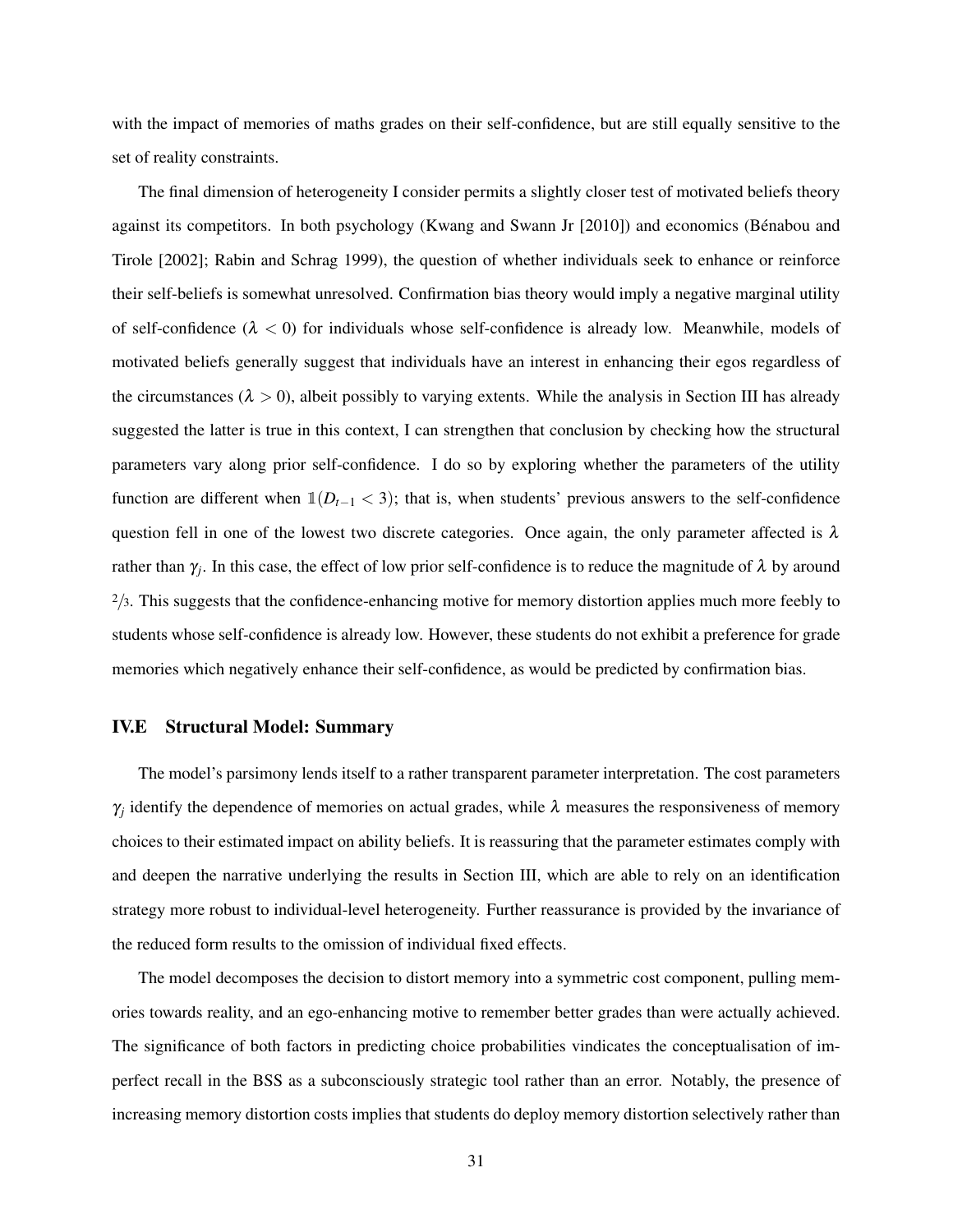with the impact of memories of maths grades on their self-confidence, but are still equally sensitive to the set of reality constraints.

The final dimension of heterogeneity I consider permits a slightly closer test of motivated beliefs theory against its competitors. In both psychology (Kwang and Swann Jr [2010]) and economics (Bénabou and Tirole [2002]; Rabin and Schrag 1999), the question of whether individuals seek to enhance or reinforce their self-beliefs is somewhat unresolved. Confirmation bias theory would imply a negative marginal utility of self-confidence ($\lambda < 0$) for individuals whose self-confidence is already low. Meanwhile, models of motivated beliefs generally suggest that individuals have an interest in enhancing their egos regardless of the circumstances ($\lambda > 0$), albeit possibly to varying extents. While the analysis in Section III has already suggested the latter is true in this context, I can strengthen that conclusion by checking how the structural parameters vary along prior self-confidence. I do so by exploring whether the parameters of the utility function are different when $\mathbb{1}(D_{t-1} < 3)$; that is, when students' previous answers to the self-confidence question fell in one of the lowest two discrete categories. Once again, the only parameter affected is $\lambda$ rather than $\gamma_j$. In this case, the effect of low prior self-confidence is to reduce the magnitude of $\lambda$ by around $2/3$. This suggests that the confidence-enhancing motive for memory distortion applies much more feebly to students whose self-confidence is already low. However, these students do not exhibit a preference for grade memories which negatively enhance their self-confidence, as would be predicted by confirmation bias.

### IV.E Structural Model: Summary

The model's parsimony lends itself to a rather transparent parameter interpretation. The cost parameters $\gamma_j$ identify the dependence of memories on actual grades, while $\lambda$ measures the responsiveness of memory choices to their estimated impact on ability beliefs. It is reassuring that the parameter estimates comply with and deepen the narrative underlying the results in Section III, which are able to rely on an identification strategy more robust to individual-level heterogeneity. Further reassurance is provided by the invariance of the reduced form results to the omission of individual fixed effects.

The model decomposes the decision to distort memory into a symmetric cost component, pulling memories towards reality, and an ego-enhancing motive to remember better grades than were actually achieved. The significance of both factors in predicting choice probabilities vindicates the conceptualisation of imperfect recall in the BSS as a subconsciously strategic tool rather than an error. Notably, the presence of increasing memory distortion costs implies that students do deploy memory distortion selectively rather than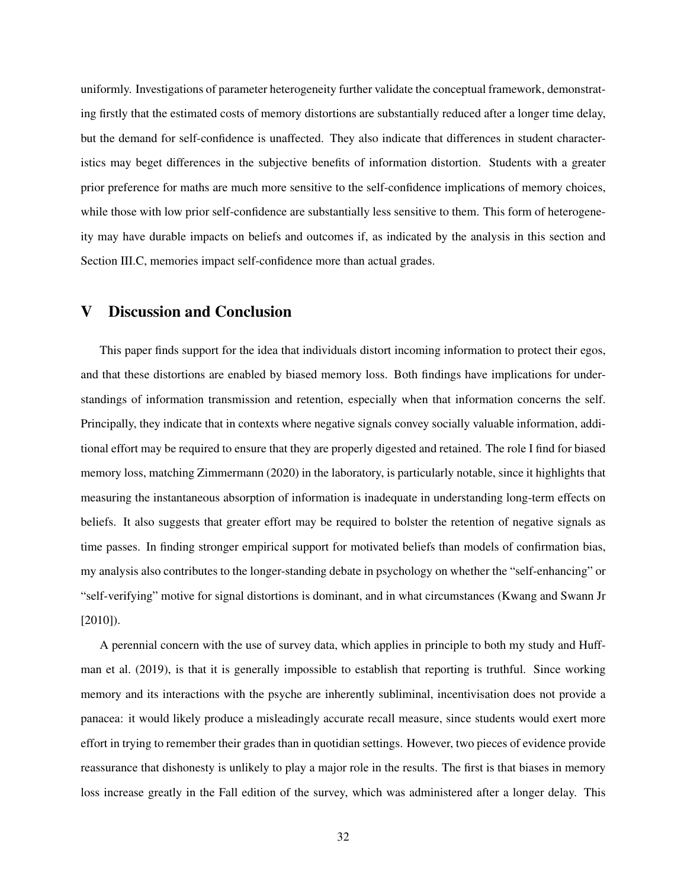uniformly. Investigations of parameter heterogeneity further validate the conceptual framework, demonstrating firstly that the estimated costs of memory distortions are substantially reduced after a longer time delay, but the demand for self-confidence is unaffected. They also indicate that differences in student characteristics may beget differences in the subjective benefits of information distortion. Students with a greater prior preference for maths are much more sensitive to the self-confidence implications of memory choices, while those with low prior self-confidence are substantially less sensitive to them. This form of heterogeneity may have durable impacts on beliefs and outcomes if, as indicated by the analysis in this section and Section III.C, memories impact self-confidence more than actual grades.

# V Discussion and Conclusion

This paper finds support for the idea that individuals distort incoming information to protect their egos, and that these distortions are enabled by biased memory loss. Both findings have implications for understandings of information transmission and retention, especially when that information concerns the self. Principally, they indicate that in contexts where negative signals convey socially valuable information, additional effort may be required to ensure that they are properly digested and retained. The role I find for biased memory loss, matching Zimmermann (2020) in the laboratory, is particularly notable, since it highlights that measuring the instantaneous absorption of information is inadequate in understanding long-term effects on beliefs. It also suggests that greater effort may be required to bolster the retention of negative signals as time passes. In finding stronger empirical support for motivated beliefs than models of confirmation bias, my analysis also contributes to the longer-standing debate in psychology on whether the "self-enhancing" or "self-verifying" motive for signal distortions is dominant, and in what circumstances (Kwang and Swann Jr [2010]).

A perennial concern with the use of survey data, which applies in principle to both my study and Huffman et al. (2019), is that it is generally impossible to establish that reporting is truthful. Since working memory and its interactions with the psyche are inherently subliminal, incentivisation does not provide a panacea: it would likely produce a misleadingly accurate recall measure, since students would exert more effort in trying to remember their grades than in quotidian settings. However, two pieces of evidence provide reassurance that dishonesty is unlikely to play a major role in the results. The first is that biases in memory loss increase greatly in the Fall edition of the survey, which was administered after a longer delay. This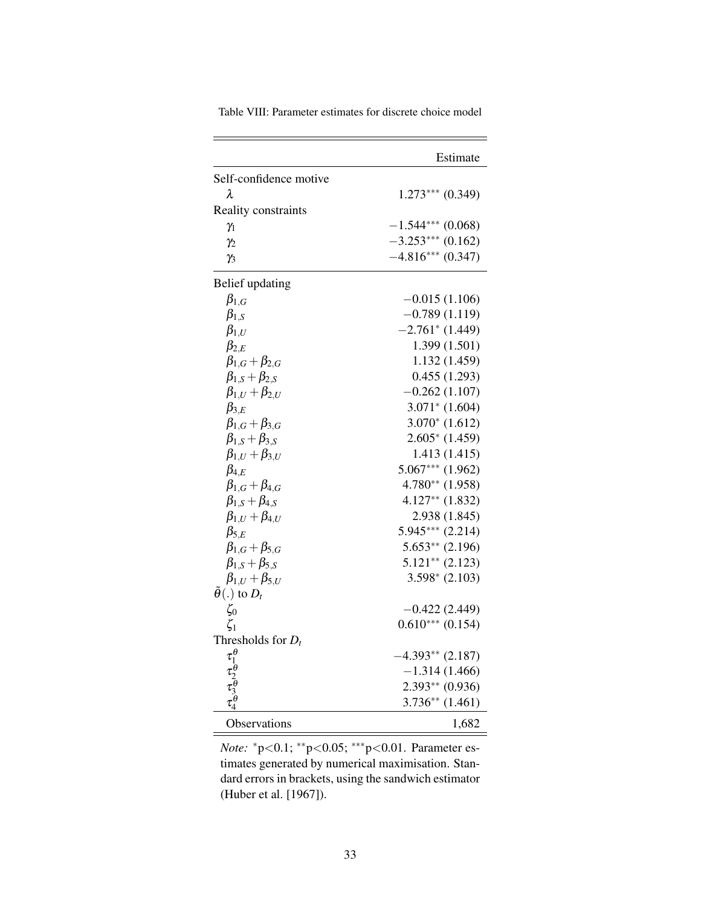Table VIII: Parameter estimates for discrete choice model

| | Estimate |
|---|---|
| Self-confidence motive | |
| $\lambda$ | $1.273^{***}$ (0.349) |
| Reality constraints | |
| $\gamma_1$ | $-1.544^{***}$ (0.068) |
| $\gamma_2$ | $-3.253^{***}$ (0.162) |
| $\gamma_3$ | $-4.816^{***}$ (0.347) |
| Belief updating | |
| $\beta_{1,G}$ | $-0.015$ (1.106) |
| $\beta_{1,S}$ | $-0.789$ (1.119) |
| $\beta_{1,U}$ | $-2.761^{*}$ (1.449) |
| $\beta_{2,E}$ | 1.399 (1.501) |
| $\beta_{1,G}+\beta_{2,G}$ | 1.132 (1.459) |
| $\beta_{1,S}+\beta_{2,S}$ | 0.455 (1.293) |
| $\beta_{1,U}+\beta_{2,U}$ | $-0.262$ (1.107) |
| $\beta_{3,E}$ | $3.071^{*}$ (1.604) |
| $\beta_{1,G}+\beta_{3,G}$ | $3.070^{*}$ (1.612) |
| $\beta_{1,S}+\beta_{3,S}$ | $2.605^{*}$ (1.459) |
| $\beta_{1,U}+\beta_{3,U}$ | 1.413 (1.415) |
| $\beta_{4,E}$ | $5.067^{***}$ (1.962) |
| $\beta_{1,G}+\beta_{4,G}$ | $4.780^{**}$ (1.958) |
| $\beta_{1,S}+\beta_{4,S}$ | $4.127^{**}$ (1.832) |
| $\beta_{1,U}+\beta_{4,U}$ | 2.938 (1.845) |
| $\beta_{5,E}$ | $5.945^{***}$ (2.214) |
| $\beta_{1,G}+\beta_{5,G}$ | $5.653^{**}$ (2.196) |
| $\beta_{1,S}+\beta_{5,S}$ | $5.121^{**}$ (2.123) |
| $\beta_{1,U}+\beta_{5,U}$ | $3.598^{*}$ (2.103) |
| $\tilde{\theta}(.)$ to $D_t$ | |
| $\zeta_0$ | $-0.422$ (2.449) |
| $\zeta_1$ | $0.610^{***}$ (0.154) |
| Thresholds for $D_t$ | |
| $\tau_1^{\theta}$ | $-4.393^{**}$ (2.187) |
| $\tau_2^{\theta}$ | $-1.314$ (1.466) |
| $\tau_3^{\theta}$ | $2.393^{**}$ (0.936) |
| $\tau_4^{\theta}$ | $3.736^{**}$ (1.461) |
| Observations | 1,682 |

*Note:* $^{*}$p<0.1; $^{**}$p<0.05; $^{***}$p<0.01. Parameter estimates generated by numerical maximisation. Standard errors in brackets, using the sandwich estimator (Huber et al. [1967]).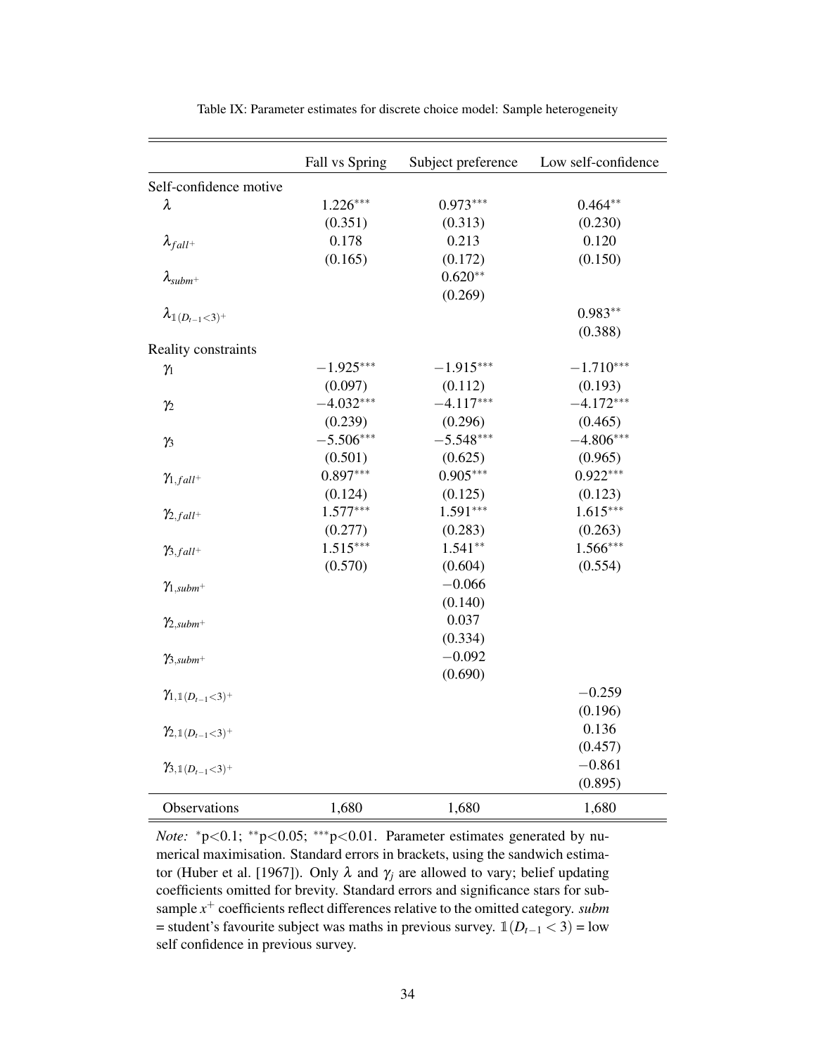Table IX: Parameter estimates for discrete choice model: Sample heterogeneity

| | Fall vs Spring | Subject preference | Low self-confidence |
|---|---|---|---|
| Self-confidence motive | | | |
| $\lambda$ | $1.226^{***}$ | $0.973^{***}$ | $0.464^{**}$ |
| | (0.351) | (0.313) | (0.230) |
| $\lambda_{fall^+}$ | 0.178 | 0.213 | 0.120 |
| | (0.165) | (0.172) | (0.150) |
| $\lambda_{subm^+}$ | | $0.620^{**}$ | |
| | | (0.269) | |
| $\lambda_{\mathbb{1}(D_{t-1}<3)^+}$ | | | $0.983^{**}$ |
| | | | (0.388) |
| Reality constraints | | | |
| $\gamma_1$ | $-1.925^{***}$ | $-1.915^{***}$ | $-1.710^{***}$ |
| | (0.097) | (0.112) | (0.193) |
| $\gamma_2$ | $-4.032^{***}$ | $-4.117^{***}$ | $-4.172^{***}$ |
| | (0.239) | (0.296) | (0.465) |
| $\gamma_3$ | $-5.506^{***}$ | $-5.548^{***}$ | $-4.806^{***}$ |
| | (0.501) | (0.625) | (0.965) |
| $\gamma_{1,fall^+}$ | $0.897^{***}$ | $0.905^{***}$ | $0.922^{***}$ |
| | (0.124) | (0.125) | (0.123) |
| $\gamma_{2,fall^+}$ | $1.577^{***}$ | $1.591^{***}$ | $1.615^{***}$ |
| | (0.277) | (0.283) | (0.263) |
| $\gamma_{3,fall^+}$ | $1.515^{***}$ | $1.541^{**}$ | $1.566^{***}$ |
| | (0.570) | (0.604) | (0.554) |
| $\gamma_{1,subm^+}$ | | $-0.066$ | |
| | | (0.140) | |
| $\gamma_{2,subm^+}$ | | 0.037 | |
| | | (0.334) | |
| $\gamma_{3,subm^+}$ | | $-0.092$ | |
| | | (0.690) | |
| $\gamma_{1,\mathbb{1}(D_{t-1}<3)^+}$ | | | $-0.259$ |
| | | | (0.196) |
| $\gamma_{2,\mathbb{1}(D_{t-1}<3)^+}$ | | | 0.136 |
| | | | (0.457) |
| $\gamma_{3,\mathbb{1}(D_{t-1}<3)^+}$ | | | $-0.861$ |
| | | | (0.895) |
| Observations | 1,680 | 1,680 | 1,680 |

*Note:* $^*$p<0.1; $^{**}$p<0.05; $^{***}$p<0.01. Parameter estimates generated by numerical maximisation. Standard errors in brackets, using the sandwich estimator (Huber et al. [1967]). Only $\lambda$ and $\gamma_j$ are allowed to vary; belief updating coefficients omitted for brevity. Standard errors and significance stars for subsample $x^+$ coefficients reflect differences relative to the omitted category. *subm* = student's favourite subject was maths in previous survey. $\mathbb{1}(D_{t-1} < 3)$ = low self confidence in previous survey.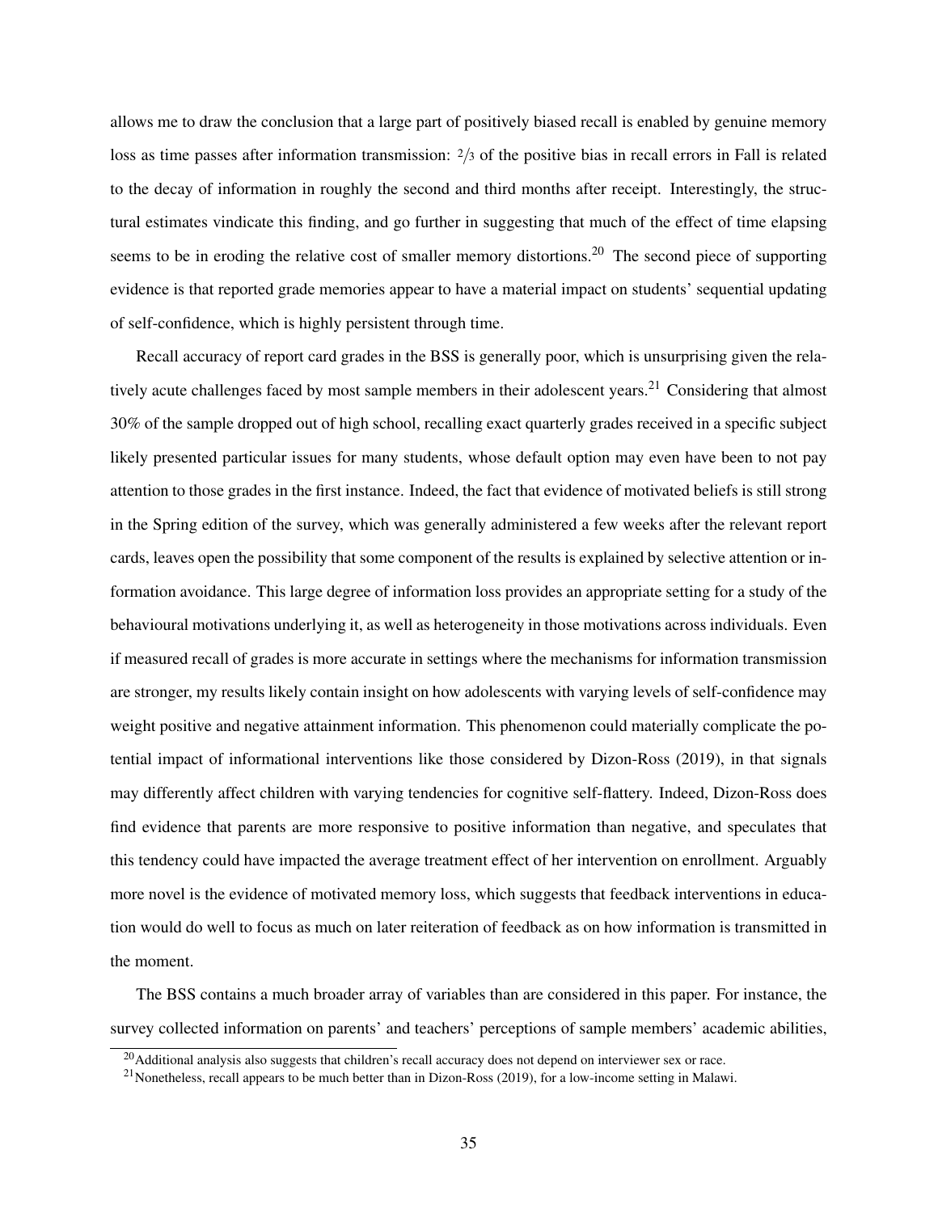allows me to draw the conclusion that a large part of positively biased recall is enabled by genuine memory loss as time passes after information transmission: $2/3$ of the positive bias in recall errors in Fall is related to the decay of information in roughly the second and third months after receipt. Interestingly, the structural estimates vindicate this finding, and go further in suggesting that much of the effect of time elapsing seems to be in eroding the relative cost of smaller memory distortions.[20] The second piece of supporting evidence is that reported grade memories appear to have a material impact on students' sequential updating of self-confidence, which is highly persistent through time.

Recall accuracy of report card grades in the BSS is generally poor, which is unsurprising given the relatively acute challenges faced by most sample members in their adolescent years.[21] Considering that almost 30% of the sample dropped out of high school, recalling exact quarterly grades received in a specific subject likely presented particular issues for many students, whose default option may even have been to not pay attention to those grades in the first instance. Indeed, the fact that evidence of motivated beliefs is still strong in the Spring edition of the survey, which was generally administered a few weeks after the relevant report cards, leaves open the possibility that some component of the results is explained by selective attention or information avoidance. This large degree of information loss provides an appropriate setting for a study of the behavioural motivations underlying it, as well as heterogeneity in those motivations across individuals. Even if measured recall of grades is more accurate in settings where the mechanisms for information transmission are stronger, my results likely contain insight on how adolescents with varying levels of self-confidence may weight positive and negative attainment information. This phenomenon could materially complicate the potential impact of informational interventions like those considered by Dizon-Ross (2019), in that signals may differently affect children with varying tendencies for cognitive self-flattery. Indeed, Dizon-Ross does find evidence that parents are more responsive to positive information than negative, and speculates that this tendency could have impacted the average treatment effect of her intervention on enrollment. Arguably more novel is the evidence of motivated memory loss, which suggests that feedback interventions in education would do well to focus as much on later reiteration of feedback as on how information is transmitted in the moment.

The BSS contains a much broader array of variables than are considered in this paper. For instance, the survey collected information on parents' and teachers' perceptions of sample members' academic abilities,

[20] Additional analysis also suggests that children's recall accuracy does not depend on interviewer sex or race.

[21] Nonetheless, recall appears to be much better than in Dizon-Ross (2019), for a low-income setting in Malawi.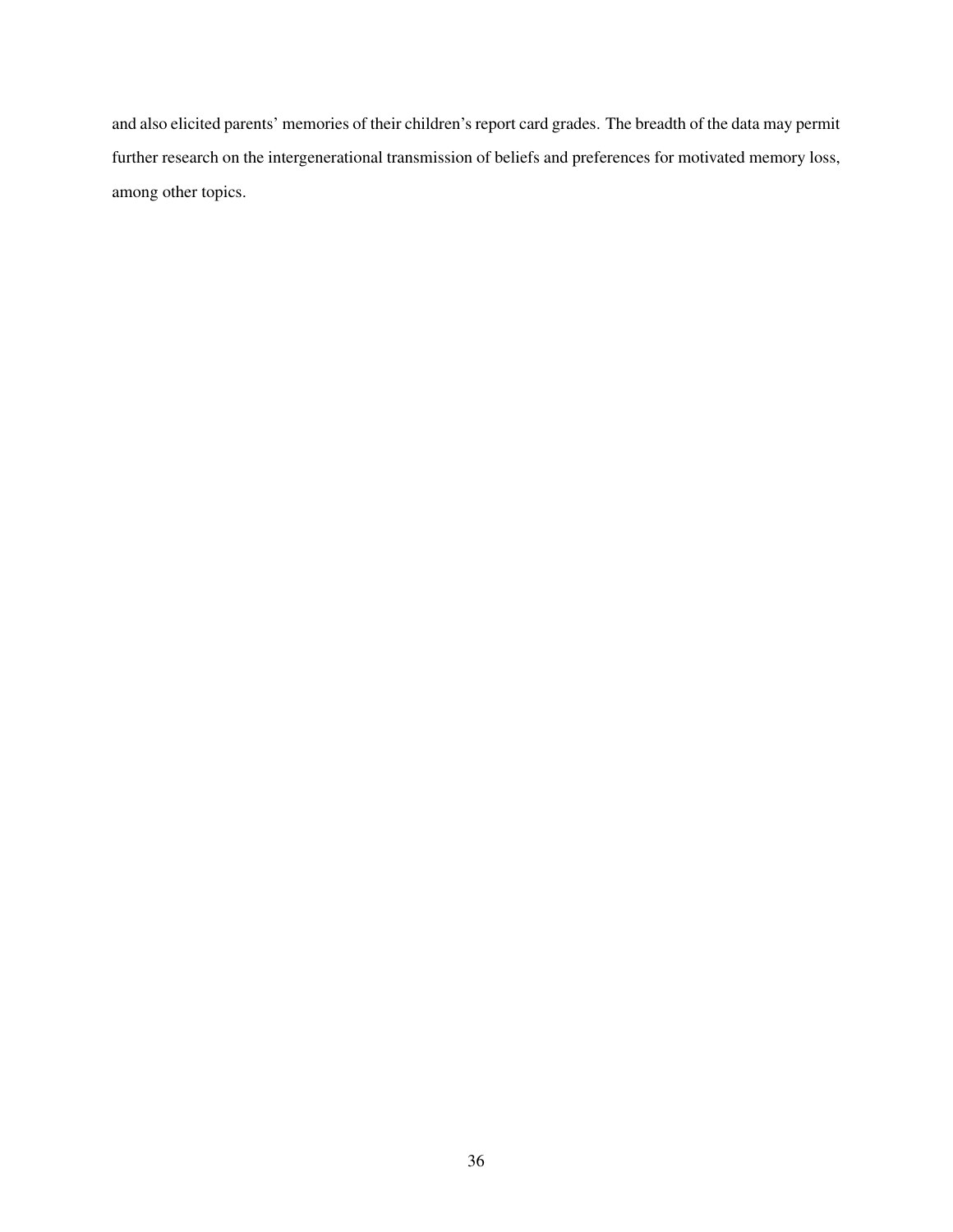and also elicited parents' memories of their children's report card grades. The breadth of the data may permit further research on the intergenerational transmission of beliefs and preferences for motivated memory loss, among other topics.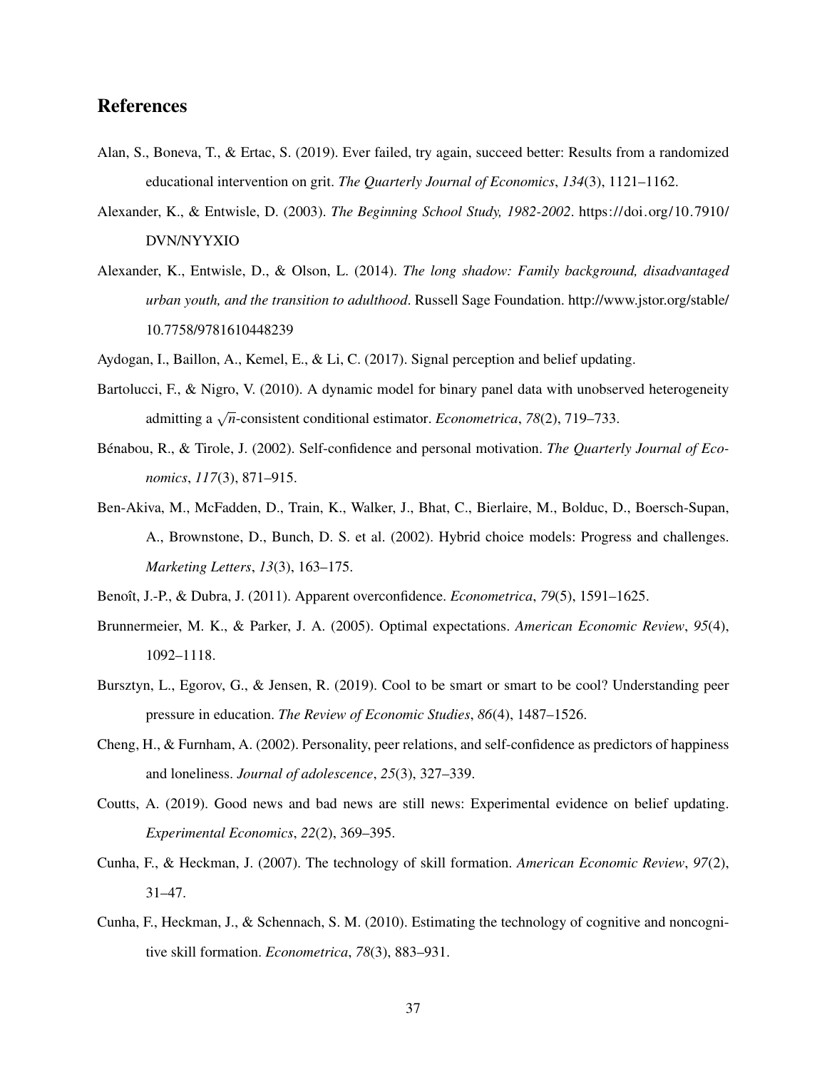## References

Alan, S., Boneva, T., & Ertac, S. (2019). Ever failed, try again, succeed better: Results from a randomized educational intervention on grit. *The Quarterly Journal of Economics*, *134*(3), 1121–1162.

Alexander, K., & Entwisle, D. (2003). *The Beginning School Study, 1982-2002*. https://doi.org/10.7910/DVN/NYYXIO

Alexander, K., Entwisle, D., & Olson, L. (2014). *The long shadow: Family background, disadvantaged urban youth, and the transition to adulthood*. Russell Sage Foundation. http://www.jstor.org/stable/10.7758/9781610448239

Aydogan, I., Baillon, A., Kemel, E., & Li, C. (2017). Signal perception and belief updating.

Bartolucci, F., & Nigro, V. (2010). A dynamic model for binary panel data with unobserved heterogeneity admitting a $\sqrt{n}$-consistent conditional estimator. *Econometrica*, *78*(2), 719–733.

Bénabou, R., & Tirole, J. (2002). Self-confidence and personal motivation. *The Quarterly Journal of Economics*, *117*(3), 871–915.

Ben-Akiva, M., McFadden, D., Train, K., Walker, J., Bhat, C., Bierlaire, M., Bolduc, D., Boersch-Supan, A., Brownstone, D., Bunch, D. S. et al. (2002). Hybrid choice models: Progress and challenges. *Marketing Letters*, *13*(3), 163–175.

Benoît, J.-P., & Dubra, J. (2011). Apparent overconfidence. *Econometrica*, *79*(5), 1591–1625.

Brunnermeier, M. K., & Parker, J. A. (2005). Optimal expectations. *American Economic Review*, *95*(4), 1092–1118.

Bursztyn, L., Egorov, G., & Jensen, R. (2019). Cool to be smart or smart to be cool? Understanding peer pressure in education. *The Review of Economic Studies*, *86*(4), 1487–1526.

Cheng, H., & Furnham, A. (2002). Personality, peer relations, and self-confidence as predictors of happiness and loneliness. *Journal of adolescence*, *25*(3), 327–339.

Coutts, A. (2019). Good news and bad news are still news: Experimental evidence on belief updating. *Experimental Economics*, *22*(2), 369–395.

Cunha, F., & Heckman, J. (2007). The technology of skill formation. *American Economic Review*, *97*(2), 31–47.

Cunha, F., Heckman, J., & Schennach, S. M. (2010). Estimating the technology of cognitive and noncognitive skill formation. *Econometrica*, *78*(3), 883–931.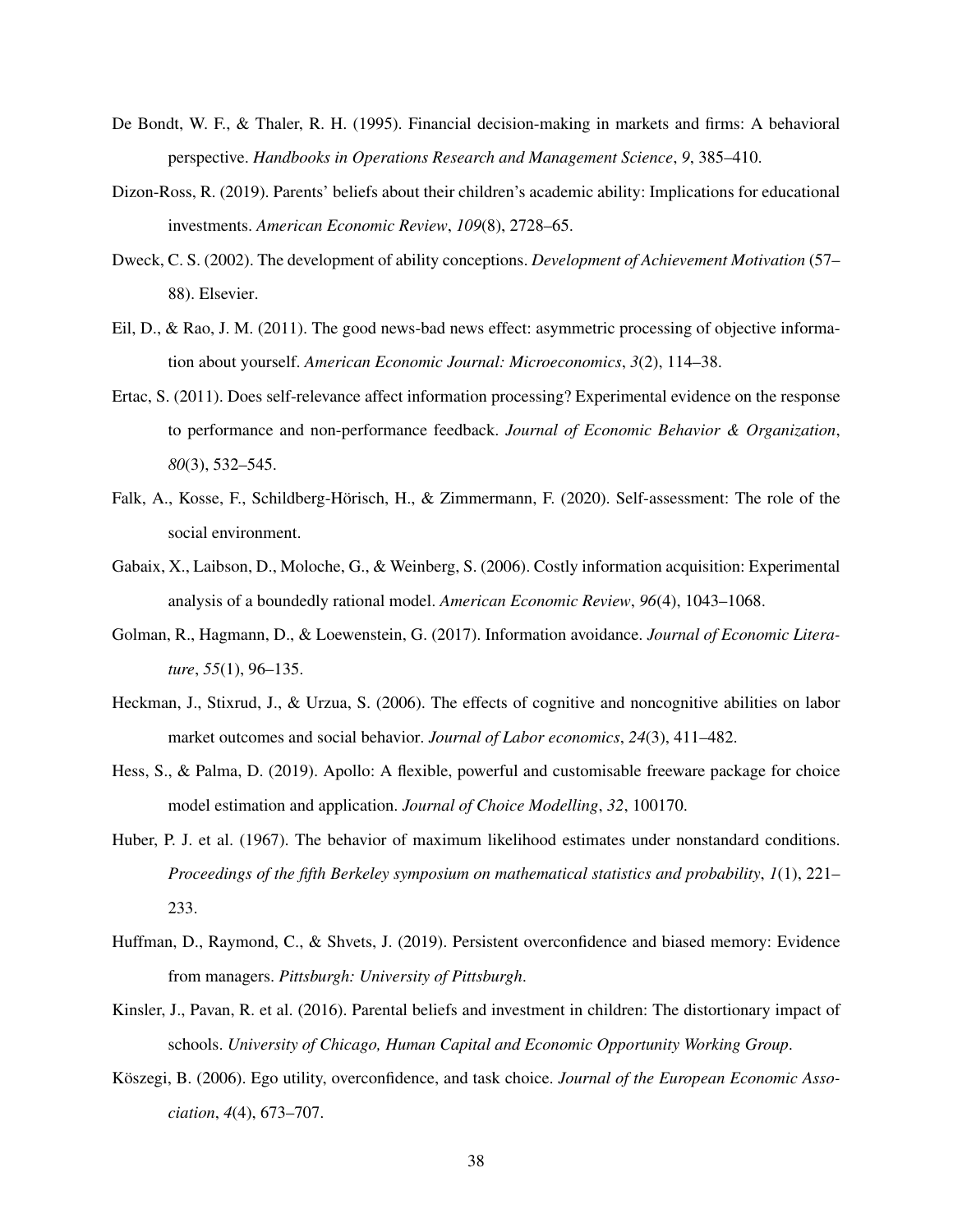De Bondt, W. F., & Thaler, R. H. (1995). Financial decision-making in markets and firms: A behavioral perspective. *Handbooks in Operations Research and Management Science*, *9*, 385–410.

Dizon-Ross, R. (2019). Parents' beliefs about their children's academic ability: Implications for educational investments. *American Economic Review*, *109*(8), 2728–65.

Dweck, C. S. (2002). The development of ability conceptions. *Development of Achievement Motivation* (57–88). Elsevier.

Eil, D., & Rao, J. M. (2011). The good news-bad news effect: asymmetric processing of objective information about yourself. *American Economic Journal: Microeconomics*, *3*(2), 114–38.

Ertac, S. (2011). Does self-relevance affect information processing? Experimental evidence on the response to performance and non-performance feedback. *Journal of Economic Behavior & Organization*, *80*(3), 532–545.

Falk, A., Kosse, F., Schildberg-Hörisch, H., & Zimmermann, F. (2020). Self-assessment: The role of the social environment.

Gabaix, X., Laibson, D., Moloche, G., & Weinberg, S. (2006). Costly information acquisition: Experimental analysis of a boundedly rational model. *American Economic Review*, *96*(4), 1043–1068.

Golman, R., Hagmann, D., & Loewenstein, G. (2017). Information avoidance. *Journal of Economic Literature*, *55*(1), 96–135.

Heckman, J., Stixrud, J., & Urzua, S. (2006). The effects of cognitive and noncognitive abilities on labor market outcomes and social behavior. *Journal of Labor economics*, *24*(3), 411–482.

Hess, S., & Palma, D. (2019). Apollo: A flexible, powerful and customisable freeware package for choice model estimation and application. *Journal of Choice Modelling*, *32*, 100170.

Huber, P. J. et al. (1967). The behavior of maximum likelihood estimates under nonstandard conditions. *Proceedings of the fifth Berkeley symposium on mathematical statistics and probability*, *1*(1), 221–233.

Huffman, D., Raymond, C., & Shvets, J. (2019). Persistent overconfidence and biased memory: Evidence from managers. *Pittsburgh: University of Pittsburgh*.

Kinsler, J., Pavan, R. et al. (2016). Parental beliefs and investment in children: The distortionary impact of schools. *University of Chicago, Human Capital and Economic Opportunity Working Group*.

Köszegi, B. (2006). Ego utility, overconfidence, and task choice. *Journal of the European Economic Association*, *4*(4), 673–707.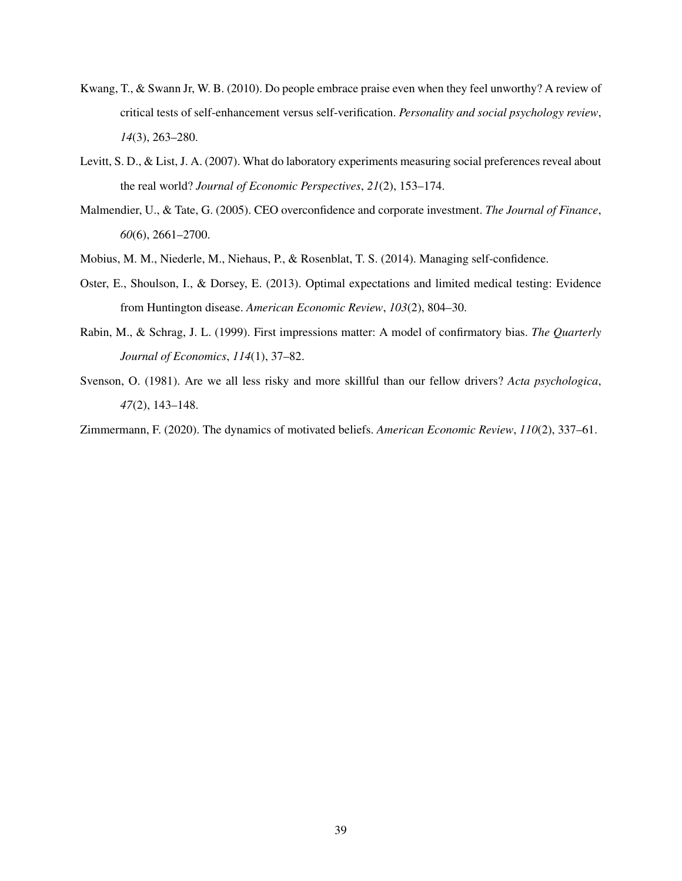Kwang, T., & Swann Jr, W. B. (2010). Do people embrace praise even when they feel unworthy? A review of critical tests of self-enhancement versus self-verification. *Personality and social psychology review*, *14*(3), 263–280.

Levitt, S. D., & List, J. A. (2007). What do laboratory experiments measuring social preferences reveal about the real world? *Journal of Economic Perspectives*, *21*(2), 153–174.

Malmendier, U., & Tate, G. (2005). CEO overconfidence and corporate investment. *The Journal of Finance*, *60*(6), 2661–2700.

Mobius, M. M., Niederle, M., Niehaus, P., & Rosenblat, T. S. (2014). Managing self-confidence.

Oster, E., Shoulson, I., & Dorsey, E. (2013). Optimal expectations and limited medical testing: Evidence from Huntington disease. *American Economic Review*, *103*(2), 804–30.

Rabin, M., & Schrag, J. L. (1999). First impressions matter: A model of confirmatory bias. *The Quarterly Journal of Economics*, *114*(1), 37–82.

Svenson, O. (1981). Are we all less risky and more skillful than our fellow drivers? *Acta psychologica*, *47*(2), 143–148.

Zimmermann, F. (2020). The dynamics of motivated beliefs. *American Economic Review*, *110*(2), 337–61.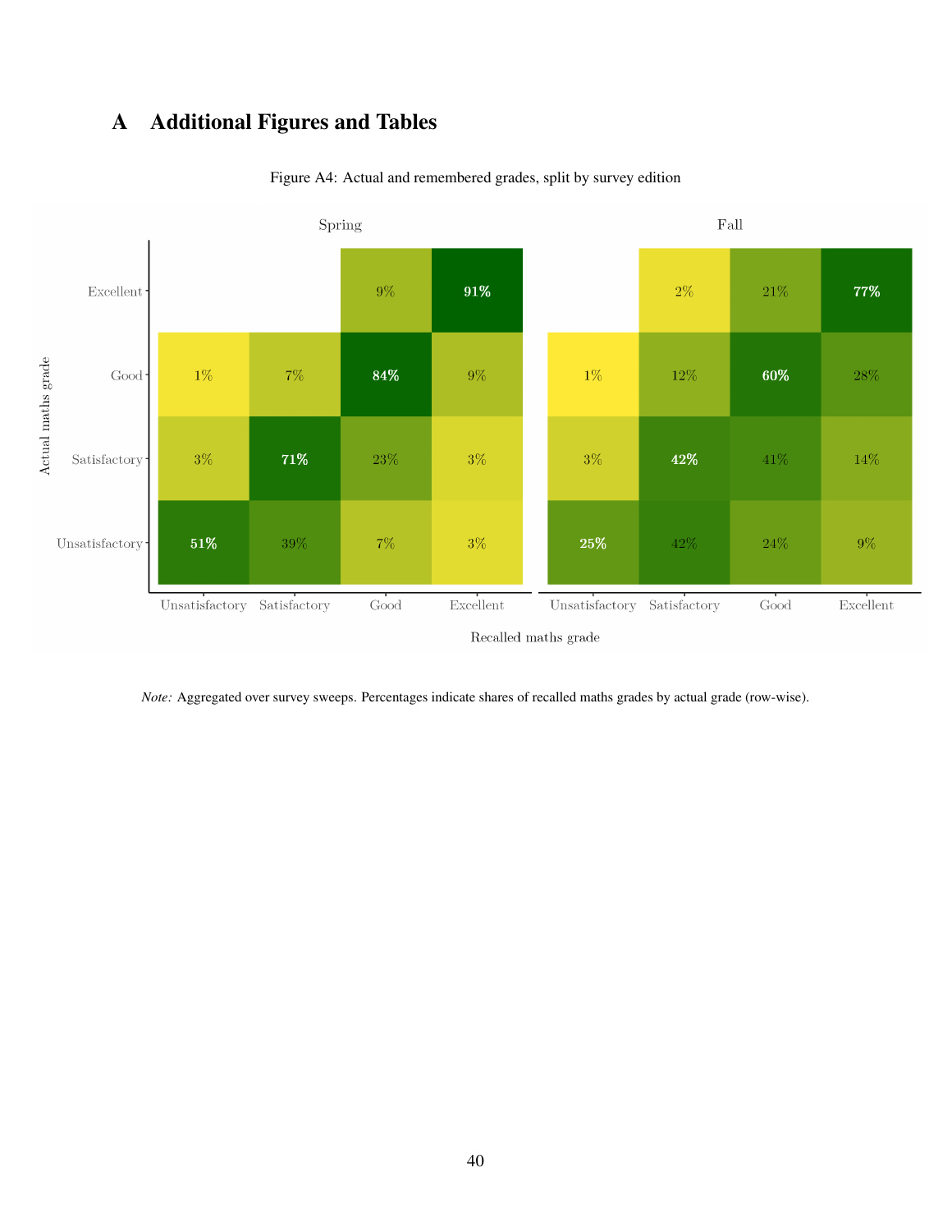# A Additional Figures and Tables

Figure A4: Actual and remembered grades, split by survey edition

**Spring**

| Actual maths grade \ Recalled maths grade | Unsatisfactory | Satisfactory | Good | Excellent |
|---|---|---|---|---|
| Excellent | | | 9% | 91% |
| Good | 1% | 7% | 84% | 9% |
| Satisfactory | 3% | 71% | 23% | 3% |
| Unsatisfactory | 51% | 39% | 7% | 3% |

**Fall**

| Actual maths grade \ Recalled maths grade | Unsatisfactory | Satisfactory | Good | Excellent |
|---|---|---|---|---|
| Excellent | | 2% | 21% | 77% |
| Good | 1% | 12% | 60% | 28% |
| Satisfactory | 3% | 42% | 41% | 14% |
| Unsatisfactory | 25% | 42% | 24% | 9% |

*Note:* Aggregated over survey sweeps. Percentages indicate shares of recalled maths grades by actual grade (row-wise).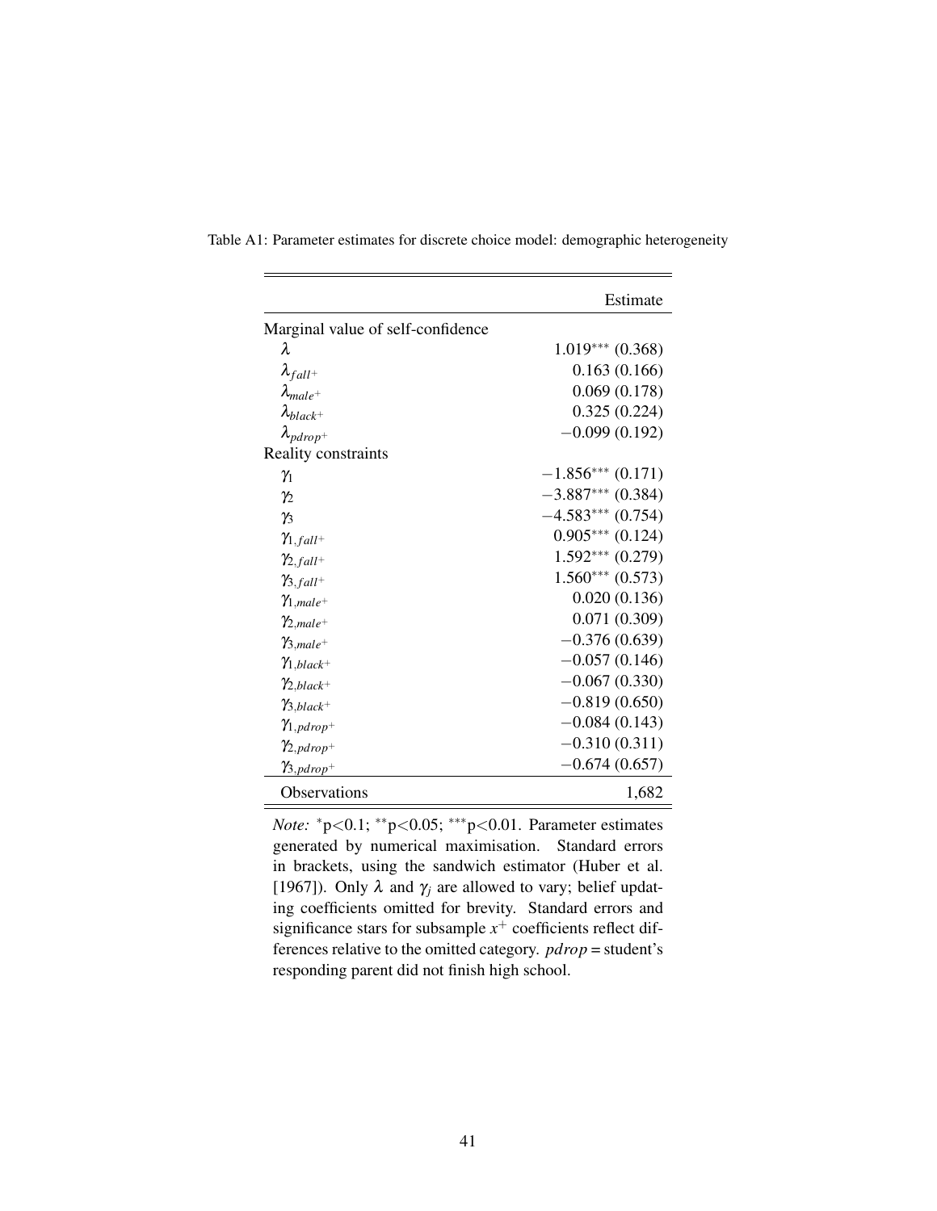Table A1: Parameter estimates for discrete choice model: demographic heterogeneity

| | Estimate |
|---|---|
| Marginal value of self-confidence | |
| $\lambda$ | $1.019^{***}$ (0.368) |
| $\lambda_{fall^+}$ | 0.163 (0.166) |
| $\lambda_{male^+}$ | 0.069 (0.178) |
| $\lambda_{black^+}$ | 0.325 (0.224) |
| $\lambda_{pdrop^+}$ | $-0.099$ (0.192) |
| Reality constraints | |
| $\gamma_1$ | $-1.856^{***}$ (0.171) |
| $\gamma_2$ | $-3.887^{***}$ (0.384) |
| $\gamma_3$ | $-4.583^{***}$ (0.754) |
| $\gamma_{1,fall^+}$ | $0.905^{***}$ (0.124) |
| $\gamma_{2,fall^+}$ | $1.592^{***}$ (0.279) |
| $\gamma_{3,fall^+}$ | $1.560^{***}$ (0.573) |
| $\gamma_{1,male^+}$ | 0.020 (0.136) |
| $\gamma_{2,male^+}$ | 0.071 (0.309) |
| $\gamma_{3,male^+}$ | $-0.376$ (0.639) |
| $\gamma_{1,black^+}$ | $-0.057$ (0.146) |
| $\gamma_{2,black^+}$ | $-0.067$ (0.330) |
| $\gamma_{3,black^+}$ | $-0.819$ (0.650) |
| $\gamma_{1,pdrop^+}$ | $-0.084$ (0.143) |
| $\gamma_{2,pdrop^+}$ | $-0.310$ (0.311) |
| $\gamma_{3,pdrop^+}$ | $-0.674$ (0.657) |
| Observations | 1,682 |

*Note:* $^{*}$p<0.1; $^{**}$p<0.05; $^{***}$p<0.01. Parameter estimates generated by numerical maximisation. Standard errors in brackets, using the sandwich estimator (Huber et al. [1967]). Only $\lambda$ and $\gamma_j$ are allowed to vary; belief updating coefficients omitted for brevity. Standard errors and significance stars for subsample $x^+$ coefficients reflect differences relative to the omitted category. *pdrop* = student's responding parent did not finish high school.